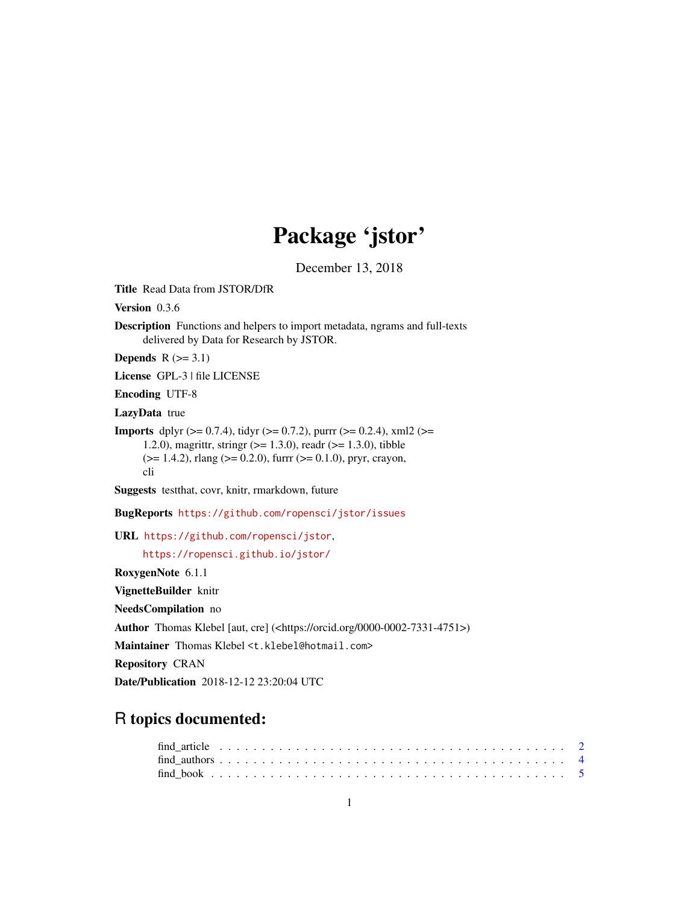# Package 'jstor'

December 13, 2018

**Title** Read Data from JSTOR/DfR

**Version** 0.3.6

**Description** Functions and helpers to import metadata, ngrams and full-texts delivered by Data for Research by JSTOR.

**Depends** R (>= 3.1)

**License** GPL-3 | file LICENSE

**Encoding** UTF-8

**LazyData** true

**Imports** dplyr (>= 0.7.4), tidyr (>= 0.7.2), purrr (>= 0.2.4), xml2 (>= 1.2.0), magrittr, stringr (>= 1.3.0), readr (>= 1.3.0), tibble (>= 1.4.2), rlang (>= 0.2.0), furrr (>= 0.1.0), pryr, crayon, cli

**Suggests** testthat, covr, knitr, rmarkdown, future

**BugReports** https://github.com/ropensci/jstor/issues

**URL** https://github.com/ropensci/jstor, https://ropensci.github.io/jstor/

**RoxygenNote** 6.1.1

**VignetteBuilder** knitr

**NeedsCompilation** no

**Author** Thomas Klebel [aut, cre] (<https://orcid.org/0000-0002-7331-4751>)

**Maintainer** Thomas Klebel <t.klebel@hotmail.com>

**Repository** CRAN

**Date/Publication** 2018-12-12 23:20:04 UTC

## R topics documented:

- find_article . . . . . . . . . . . . . . . . . . . . . . . . . . . . . . . . . . . . . . . 2
- find_authors . . . . . . . . . . . . . . . . . . . . . . . . . . . . . . . . . . . . . . . 4
- find_book . . . . . . . . . . . . . . . . . . . . . . . . . . . . . . . . . . . . . . . . 5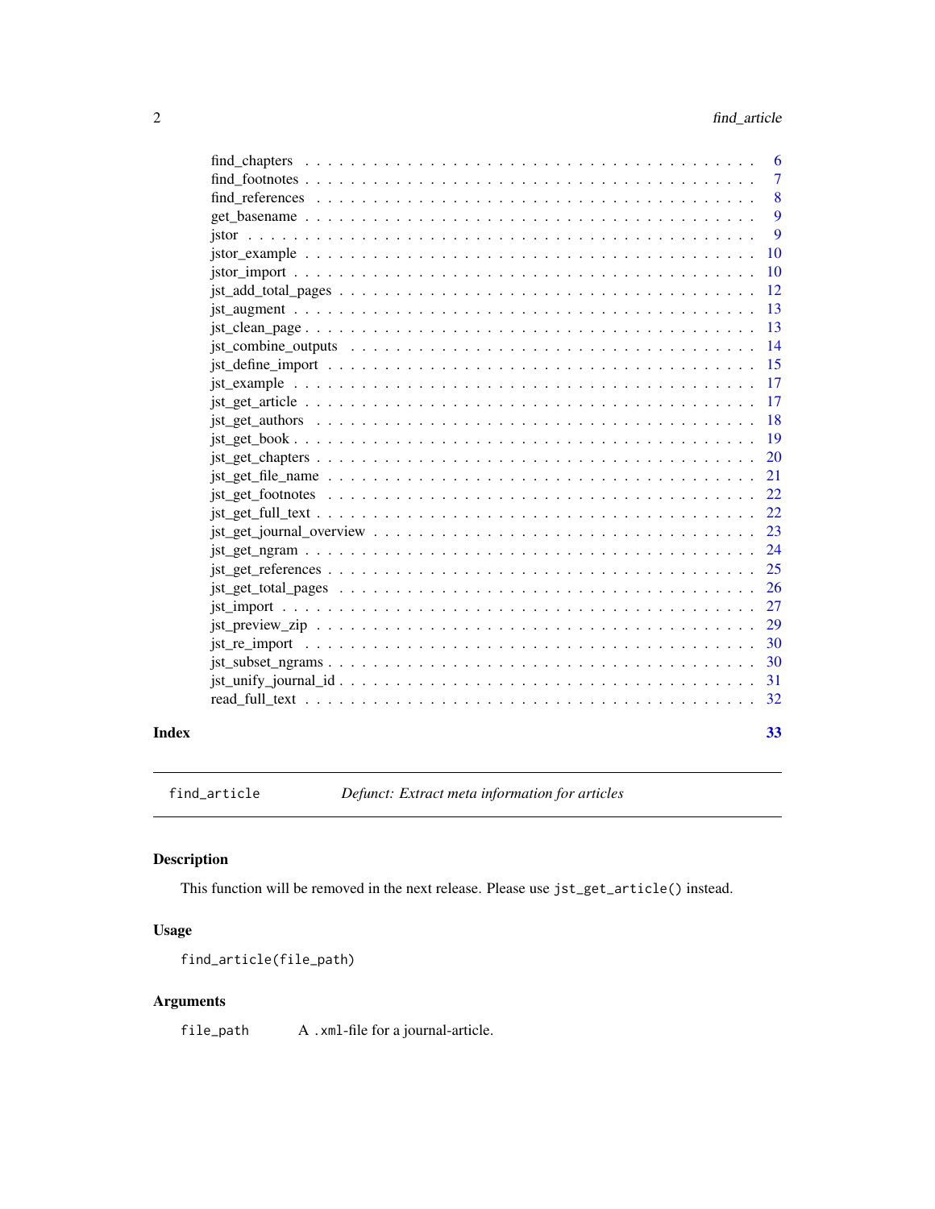find_chapters . . . . . . . . . . . . . . . . . . . . . . . . . . . . . . . . . . . 6
find_footnotes . . . . . . . . . . . . . . . . . . . . . . . . . . . . . . . . . . . 7
find_references . . . . . . . . . . . . . . . . . . . . . . . . . . . . . . . . . . . 8
get_basename . . . . . . . . . . . . . . . . . . . . . . . . . . . . . . . . . . . 9
jstor . . . . . . . . . . . . . . . . . . . . . . . . . . . . . . . . . . . 9
jstor_example . . . . . . . . . . . . . . . . . . . . . . . . . . . . . . . . . . . 10
jstor_import . . . . . . . . . . . . . . . . . . . . . . . . . . . . . . . . . . . 10
jst_add_total_pages . . . . . . . . . . . . . . . . . . . . . . . . . . . . . . . . . . . 12
jst_augment . . . . . . . . . . . . . . . . . . . . . . . . . . . . . . . . . . . 13
jst_clean_page . . . . . . . . . . . . . . . . . . . . . . . . . . . . . . . . . . . 13
jst_combine_outputs . . . . . . . . . . . . . . . . . . . . . . . . . . . . . . . . . . . 14
jst_define_import . . . . . . . . . . . . . . . . . . . . . . . . . . . . . . . . . . . 15
jst_example . . . . . . . . . . . . . . . . . . . . . . . . . . . . . . . . . . . 17
jst_get_article . . . . . . . . . . . . . . . . . . . . . . . . . . . . . . . . . . . 17
jst_get_authors . . . . . . . . . . . . . . . . . . . . . . . . . . . . . . . . . . . 18
jst_get_book . . . . . . . . . . . . . . . . . . . . . . . . . . . . . . . . . . . 19
jst_get_chapters . . . . . . . . . . . . . . . . . . . . . . . . . . . . . . . . . . . 20
jst_get_file_name . . . . . . . . . . . . . . . . . . . . . . . . . . . . . . . . . . . 21
jst_get_footnotes . . . . . . . . . . . . . . . . . . . . . . . . . . . . . . . . . . . 22
jst_get_full_text . . . . . . . . . . . . . . . . . . . . . . . . . . . . . . . . . . . 22
jst_get_journal_overview . . . . . . . . . . . . . . . . . . . . . . . . . . . . . . . . . . . 23
jst_get_ngram . . . . . . . . . . . . . . . . . . . . . . . . . . . . . . . . . . . 24
jst_get_references . . . . . . . . . . . . . . . . . . . . . . . . . . . . . . . . . . . 25
jst_get_total_pages . . . . . . . . . . . . . . . . . . . . . . . . . . . . . . . . . . . 26
jst_import . . . . . . . . . . . . . . . . . . . . . . . . . . . . . . . . . . . 27
jst_preview_zip . . . . . . . . . . . . . . . . . . . . . . . . . . . . . . . . . . . 29
jst_re_import . . . . . . . . . . . . . . . . . . . . . . . . . . . . . . . . . . . 30
jst_subset_ngrams . . . . . . . . . . . . . . . . . . . . . . . . . . . . . . . . . . . 30
jst_unify_journal_id . . . . . . . . . . . . . . . . . . . . . . . . . . . . . . . . . . . 31
read_full_text . . . . . . . . . . . . . . . . . . . . . . . . . . . . . . . . . . . 32

**Index** **33**

---

`find_article` *Defunct: Extract meta information for articles*

---

### Description

This function will be removed in the next release. Please use `jst_get_article()` instead.

### Usage

```
find_article(file_path)
```

### Arguments

`file_path` A `.xml`-file for a journal-article.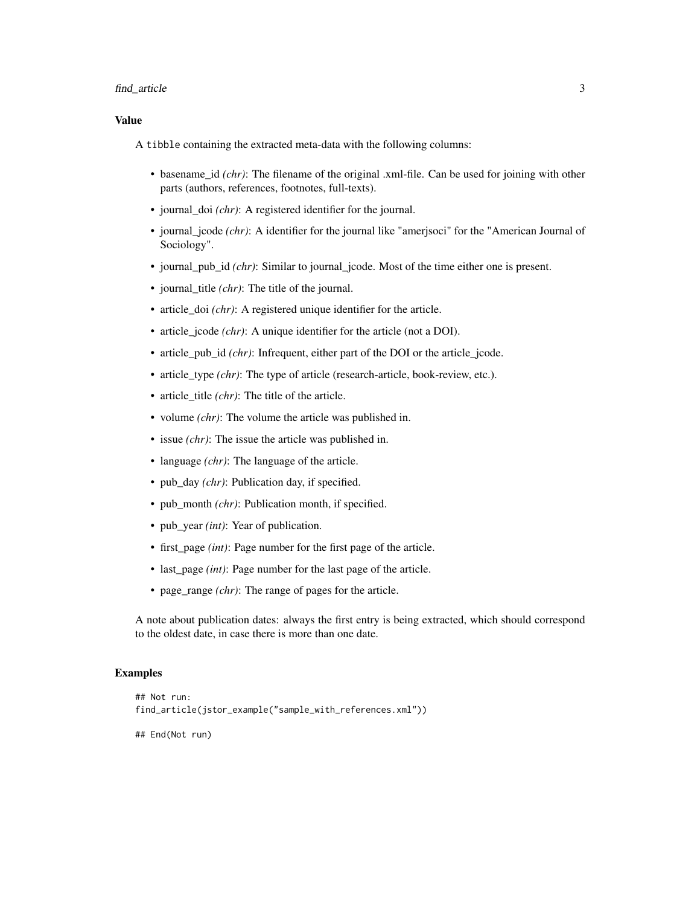### Value

A `tibble` containing the extracted meta-data with the following columns:

- basename_id *(chr)*: The filename of the original .xml-file. Can be used for joining with other parts (authors, references, footnotes, full-texts).
- journal_doi *(chr)*: A registered identifier for the journal.
- journal_jcode *(chr)*: A identifier for the journal like "amerjsoci" for the "American Journal of Sociology".
- journal_pub_id *(chr)*: Similar to journal_jcode. Most of the time either one is present.
- journal_title *(chr)*: The title of the journal.
- article_doi *(chr)*: A registered unique identifier for the article.
- article_jcode *(chr)*: A unique identifier for the article (not a DOI).
- article_pub_id *(chr)*: Infrequent, either part of the DOI or the article_jcode.
- article_type *(chr)*: The type of article (research-article, book-review, etc.).
- article_title *(chr)*: The title of the article.
- volume *(chr)*: The volume the article was published in.
- issue *(chr)*: The issue the article was published in.
- language *(chr)*: The language of the article.
- pub_day *(chr)*: Publication day, if specified.
- pub_month *(chr)*: Publication month, if specified.
- pub_year *(int)*: Year of publication.
- first_page *(int)*: Page number for the first page of the article.
- last_page *(int)*: Page number for the last page of the article.
- page_range *(chr)*: The range of pages for the article.

A note about publication dates: always the first entry is being extracted, which should correspond to the oldest date, in case there is more than one date.

### Examples

```
## Not run:
find_article(jstor_example("sample_with_references.xml"))

## End(Not run)
```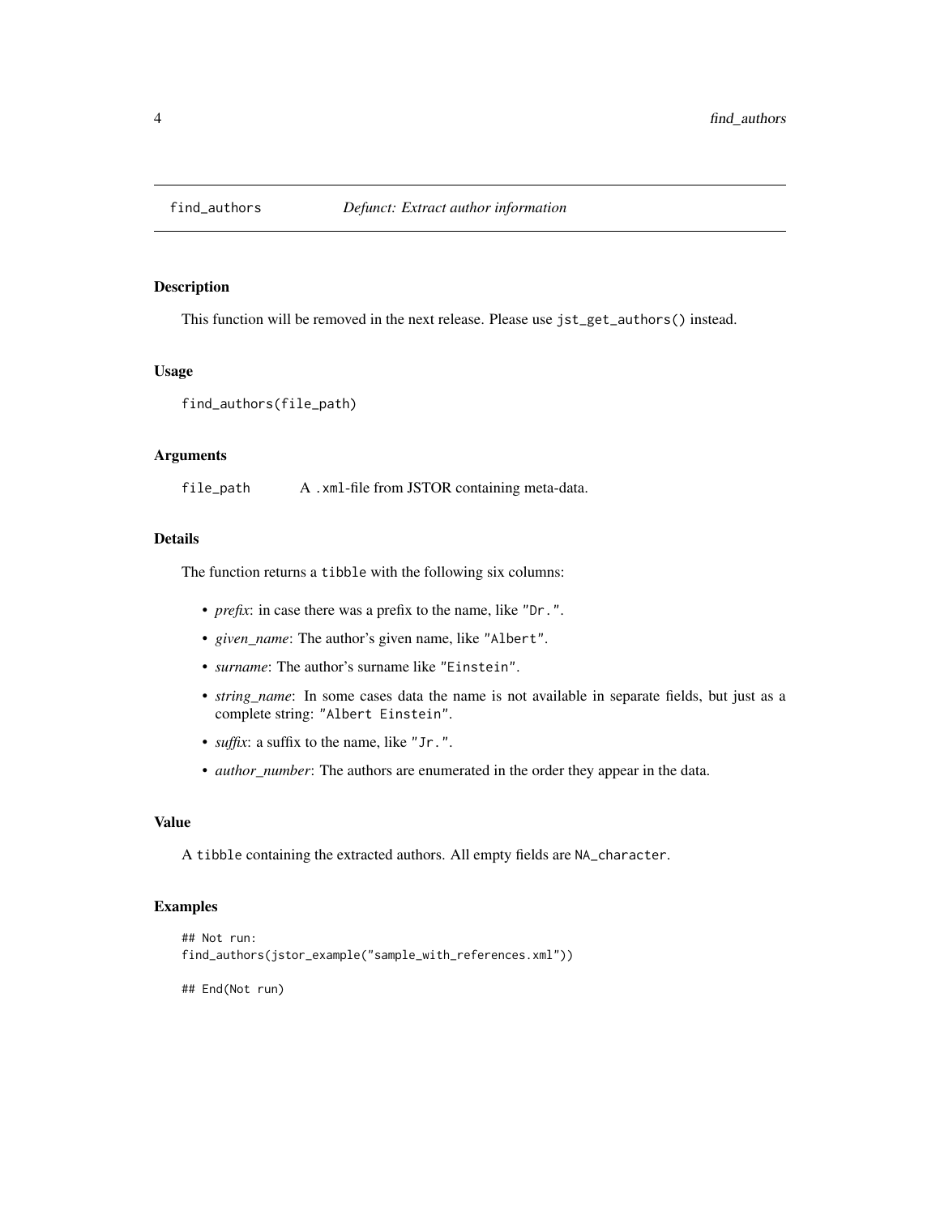## find_authors *Defunct: Extract author information*

### Description

This function will be removed in the next release. Please use `jst_get_authors()` instead.

### Usage

```
find_authors(file_path)
```

### Arguments

`file_path` A `.xml`-file from JSTOR containing meta-data.

### Details

The function returns a `tibble` with the following six columns:

- *prefix*: in case there was a prefix to the name, like `"Dr."`.
- *given_name*: The author's given name, like `"Albert"`.
- *surname*: The author's surname like `"Einstein"`.
- *string_name*: In some cases data the name is not available in separate fields, but just as a complete string: `"Albert Einstein"`.
- *suffix*: a suffix to the name, like `"Jr."`.
- *author_number*: The authors are enumerated in the order they appear in the data.

### Value

A `tibble` containing the extracted authors. All empty fields are `NA_character`.

### Examples

```
## Not run:
find_authors(jstor_example("sample_with_references.xml"))

## End(Not run)
```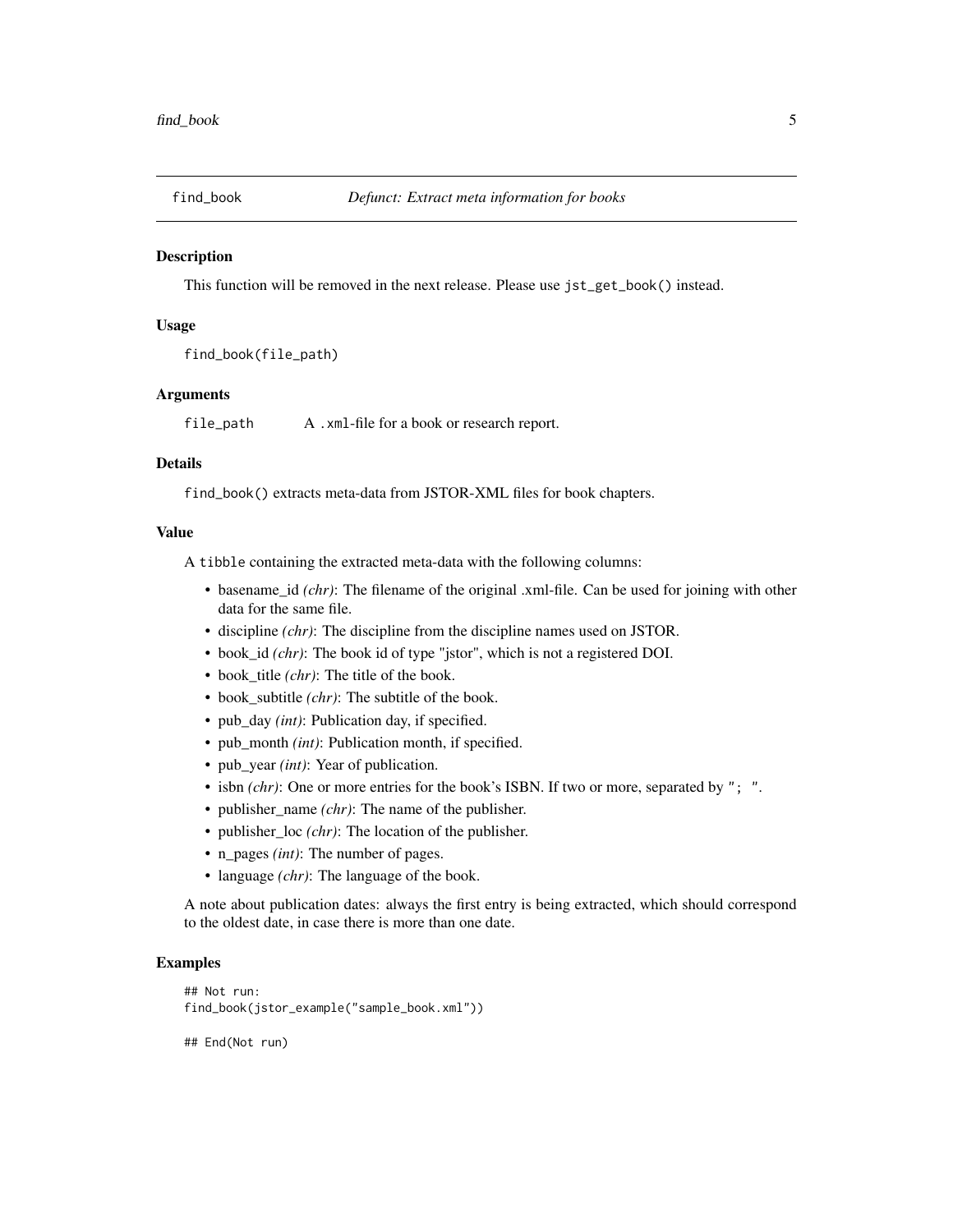## find_book — *Defunct: Extract meta information for books*

### Description

This function will be removed in the next release. Please use `jst_get_book()` instead.

### Usage

```
find_book(file_path)
```

### Arguments

| | |
|---|---|
| `file_path` | A `.xml`-file for a book or research report. |

### Details

`find_book()` extracts meta-data from JSTOR-XML files for book chapters.

### Value

A `tibble` containing the extracted meta-data with the following columns:

- basename_id *(chr)*: The filename of the original .xml-file. Can be used for joining with other data for the same file.
- discipline *(chr)*: The discipline from the discipline names used on JSTOR.
- book_id *(chr)*: The book id of type "jstor", which is not a registered DOI.
- book_title *(chr)*: The title of the book.
- book_subtitle *(chr)*: The subtitle of the book.
- pub_day *(int)*: Publication day, if specified.
- pub_month *(int)*: Publication month, if specified.
- pub_year *(int)*: Year of publication.
- isbn *(chr)*: One or more entries for the book's ISBN. If two or more, separated by `"; "`.
- publisher_name *(chr)*: The name of the publisher.
- publisher_loc *(chr)*: The location of the publisher.
- n_pages *(int)*: The number of pages.
- language *(chr)*: The language of the book.

A note about publication dates: always the first entry is being extracted, which should correspond to the oldest date, in case there is more than one date.

### Examples

```
## Not run:
find_book(jstor_example("sample_book.xml"))

## End(Not run)
```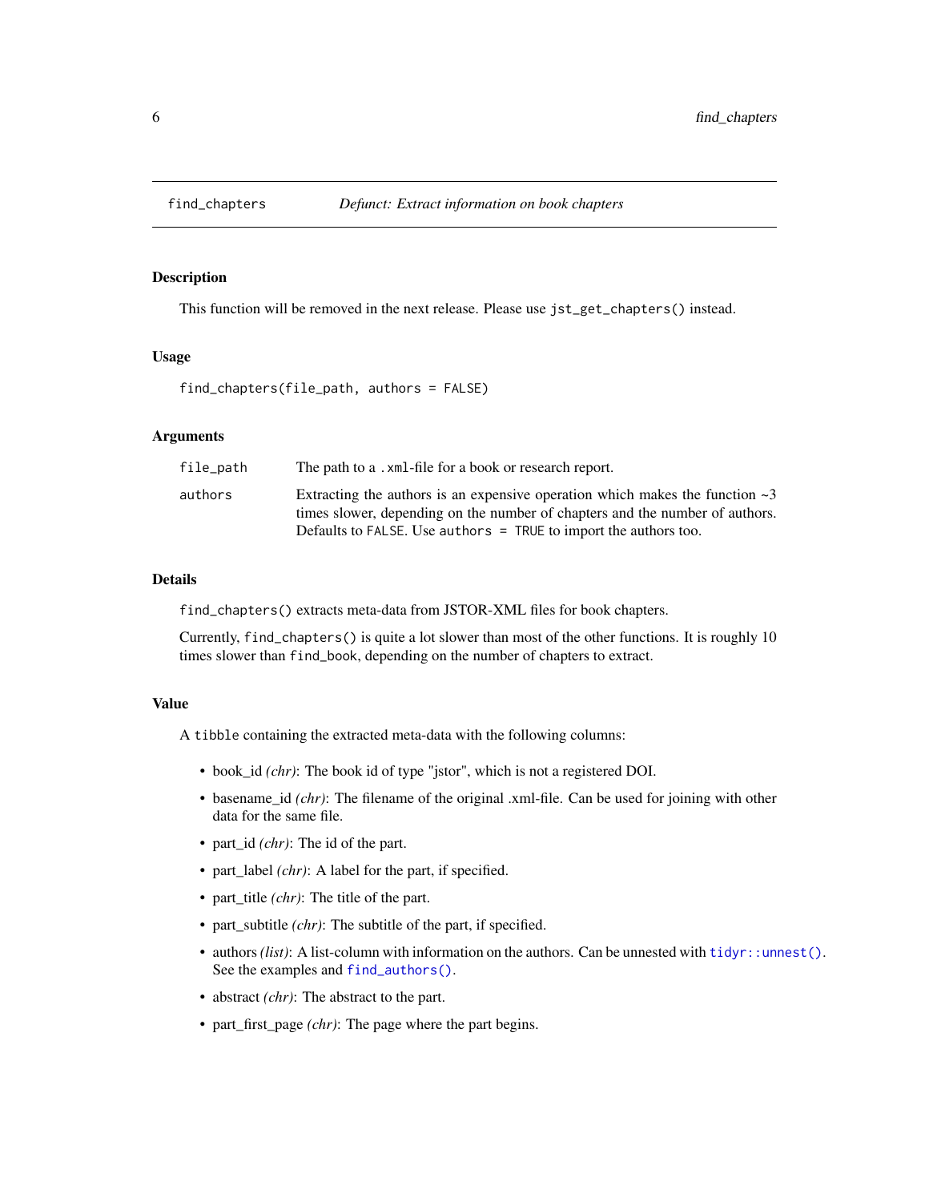# find_chapters — *Defunct: Extract information on book chapters*

## Description

This function will be removed in the next release. Please use `jst_get_chapters()` instead.

## Usage

```
find_chapters(file_path, authors = FALSE)
```

## Arguments

| | |
|---|---|
| `file_path` | The path to a `.xml`-file for a book or research report. |
| `authors` | Extracting the authors is an expensive operation which makes the function ~3 times slower, depending on the number of chapters and the number of authors. Defaults to `FALSE`. Use `authors = TRUE` to import the authors too. |

## Details

`find_chapters()` extracts meta-data from JSTOR-XML files for book chapters.

Currently, `find_chapters()` is quite a lot slower than most of the other functions. It is roughly 10 times slower than `find_book`, depending on the number of chapters to extract.

## Value

A `tibble` containing the extracted meta-data with the following columns:

- book_id *(chr)*: The book id of type "jstor", which is not a registered DOI.
- basename_id *(chr)*: The filename of the original .xml-file. Can be used for joining with other data for the same file.
- part_id *(chr)*: The id of the part.
- part_label *(chr)*: A label for the part, if specified.
- part_title *(chr)*: The title of the part.
- part_subtitle *(chr)*: The subtitle of the part, if specified.
- authors *(list)*: A list-column with information on the authors. Can be unnested with `tidyr::unnest()`. See the examples and `find_authors()`.
- abstract *(chr)*: The abstract to the part.
- part_first_page *(chr)*: The page where the part begins.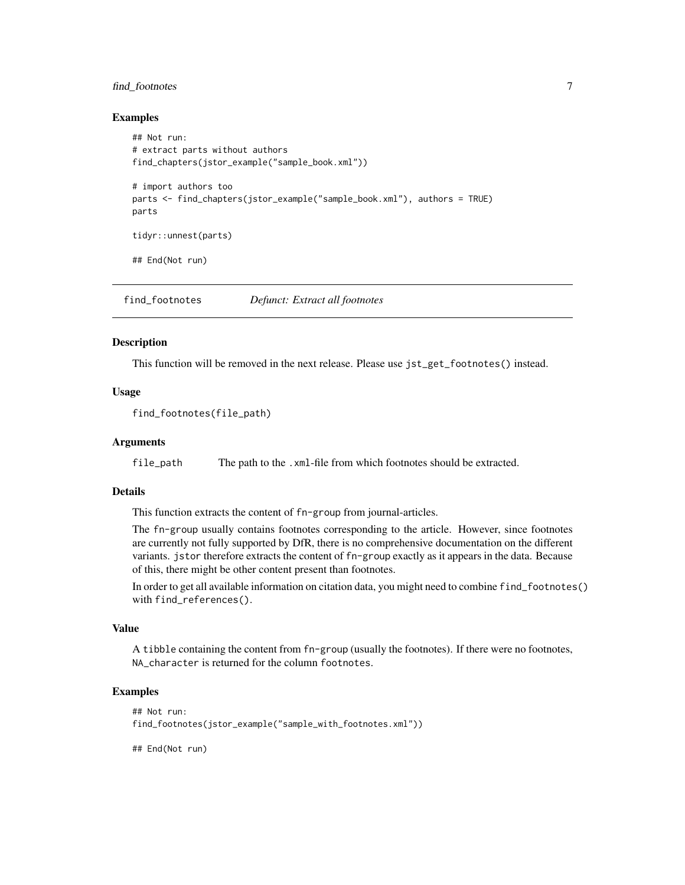### Examples

```
## Not run:
# extract parts without authors
find_chapters(jstor_example("sample_book.xml"))

# import authors too
parts <- find_chapters(jstor_example("sample_book.xml"), authors = TRUE)
parts

tidyr::unnest(parts)

## End(Not run)
```

## find_footnotes *Defunct: Extract all footnotes*

### Description

This function will be removed in the next release. Please use `jst_get_footnotes()` instead.

### Usage

```
find_footnotes(file_path)
```

### Arguments

| | |
|---|---|
| `file_path` | The path to the `.xml`-file from which footnotes should be extracted. |

### Details

This function extracts the content of `fn-group` from journal-articles.

The `fn-group` usually contains footnotes corresponding to the article. However, since footnotes are currently not fully supported by DfR, there is no comprehensive documentation on the different variants. `jstor` therefore extracts the content of `fn-group` exactly as it appears in the data. Because of this, there might be other content present than footnotes.

In order to get all available information on citation data, you might need to combine `find_footnotes()` with `find_references()`.

### Value

A `tibble` containing the content from `fn-group` (usually the footnotes). If there were no footnotes, `NA_character` is returned for the column `footnotes`.

### Examples

```
## Not run:
find_footnotes(jstor_example("sample_with_footnotes.xml"))

## End(Not run)
```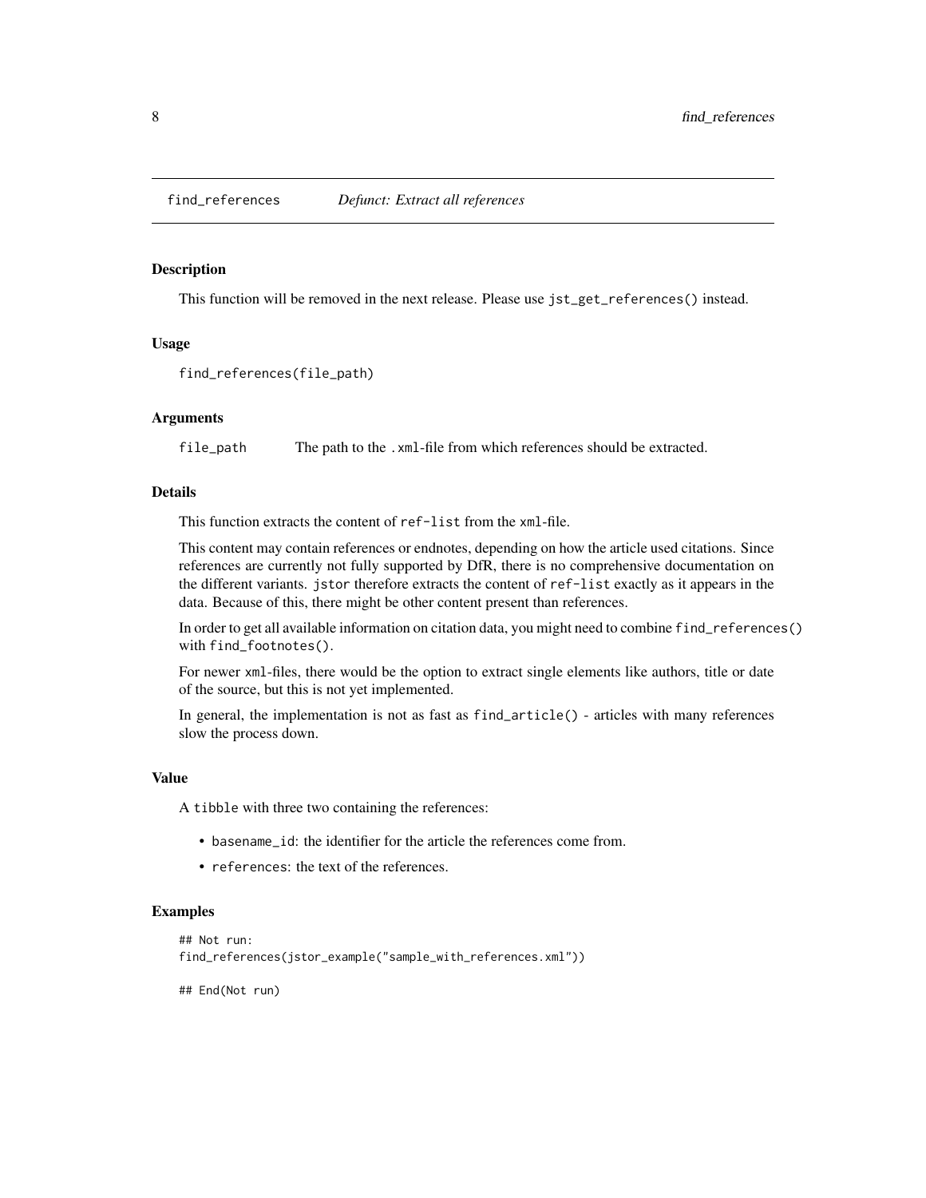find_references    *Defunct: Extract all references*

### Description

This function will be removed in the next release. Please use `jst_get_references()` instead.

### Usage

```
find_references(file_path)
```

### Arguments

`file_path`    The path to the `.xml`-file from which references should be extracted.

### Details

This function extracts the content of `ref-list` from the `xml`-file.

This content may contain references or endnotes, depending on how the article used citations. Since references are currently not fully supported by DfR, there is no comprehensive documentation on the different variants. `jstor` therefore extracts the content of `ref-list` exactly as it appears in the data. Because of this, there might be other content present than references.

In order to get all available information on citation data, you might need to combine `find_references()` with `find_footnotes()`.

For newer `xml`-files, there would be the option to extract single elements like authors, title or date of the source, but this is not yet implemented.

In general, the implementation is not as fast as `find_article()` - articles with many references slow the process down.

### Value

A `tibble` with three two containing the references:

- `basename_id`: the identifier for the article the references come from.
- `references`: the text of the references.

### Examples

```
## Not run:
find_references(jstor_example("sample_with_references.xml"))

## End(Not run)
```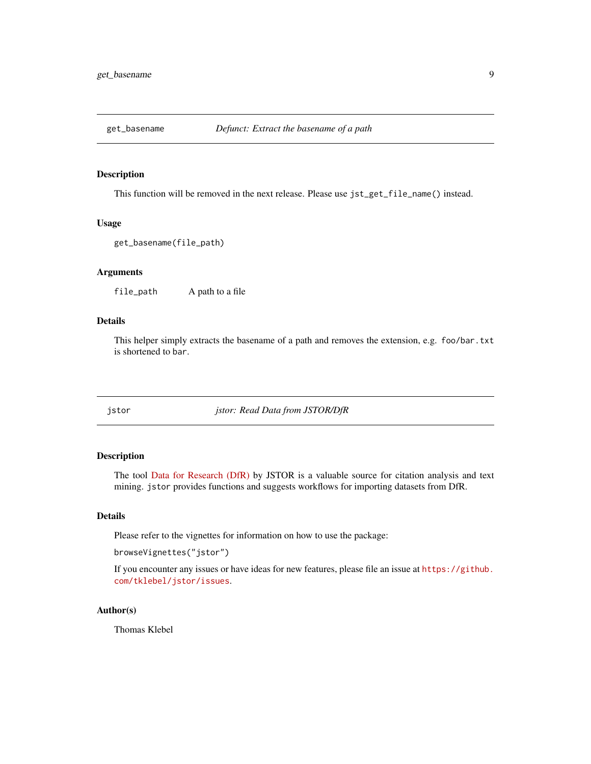## get_basename — *Defunct: Extract the basename of a path*

### Description

This function will be removed in the next release. Please use `jst_get_file_name()` instead.

### Usage

```
get_basename(file_path)
```

### Arguments

| | |
|---|---|
| `file_path` | A path to a file |

### Details

This helper simply extracts the basename of a path and removes the extension, e.g. `foo/bar.txt` is shortened to `bar`.

## jstor — *jstor: Read Data from JSTOR/DfR*

### Description

The tool Data for Research (DfR) by JSTOR is a valuable source for citation analysis and text mining. `jstor` provides functions and suggests workflows for importing datasets from DfR.

### Details

Please refer to the vignettes for information on how to use the package:

```
browseVignettes("jstor")
```

If you encounter any issues or have ideas for new features, please file an issue at `https://github.com/tklebel/jstor/issues`.

### Author(s)

Thomas Klebel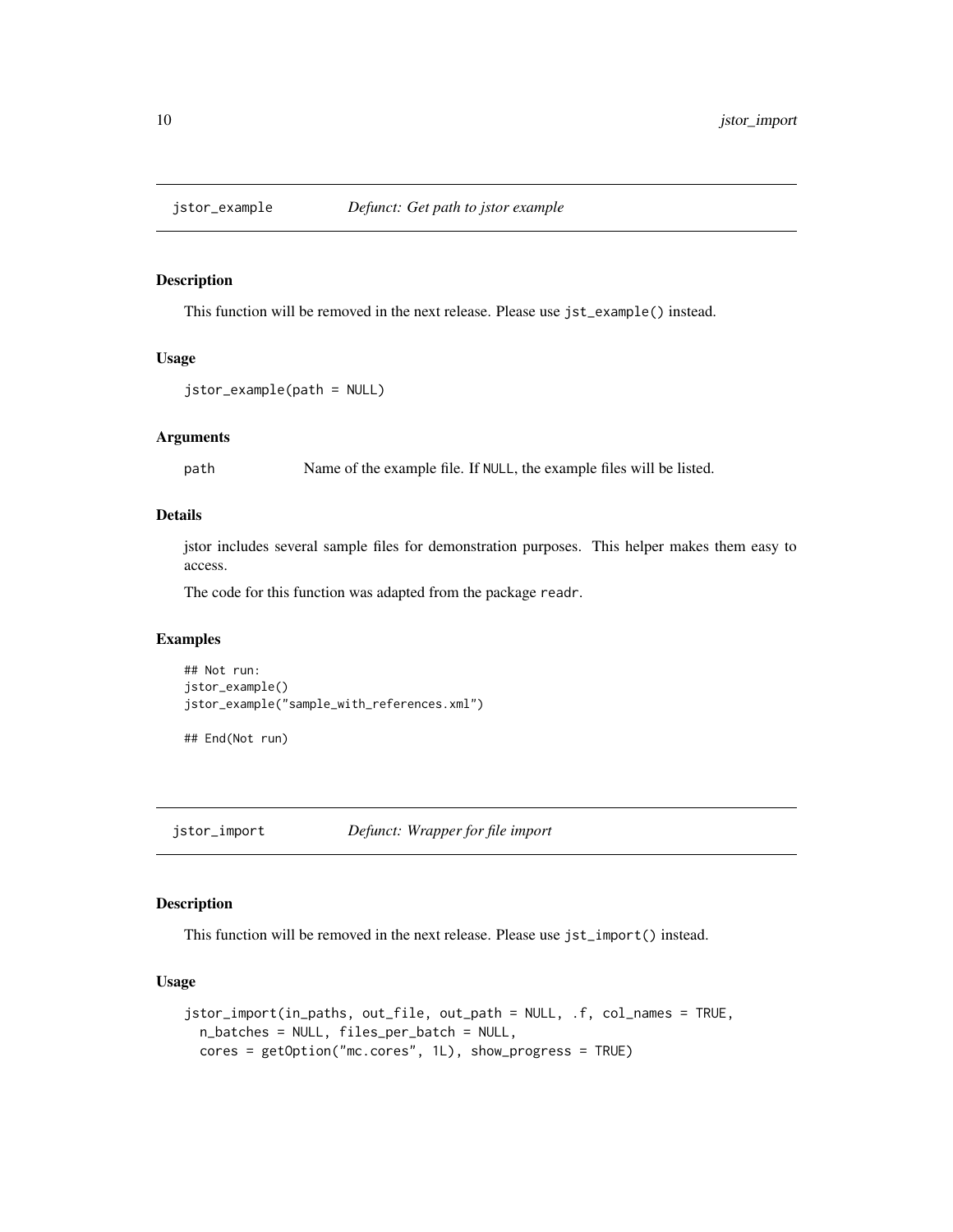## jstor_example *Defunct: Get path to jstor example*

### Description

This function will be removed in the next release. Please use `jst_example()` instead.

### Usage

```
jstor_example(path = NULL)
```

### Arguments

| | |
|---|---|
| path | Name of the example file. If `NULL`, the example files will be listed. |

### Details

jstor includes several sample files for demonstration purposes. This helper makes them easy to access.

The code for this function was adapted from the package `readr`.

### Examples

```
## Not run:
jstor_example()
jstor_example("sample_with_references.xml")

## End(Not run)
```

## jstor_import *Defunct: Wrapper for file import*

### Description

This function will be removed in the next release. Please use `jst_import()` instead.

### Usage

```
jstor_import(in_paths, out_file, out_path = NULL, .f, col_names = TRUE,
  n_batches = NULL, files_per_batch = NULL,
  cores = getOption("mc.cores", 1L), show_progress = TRUE)
```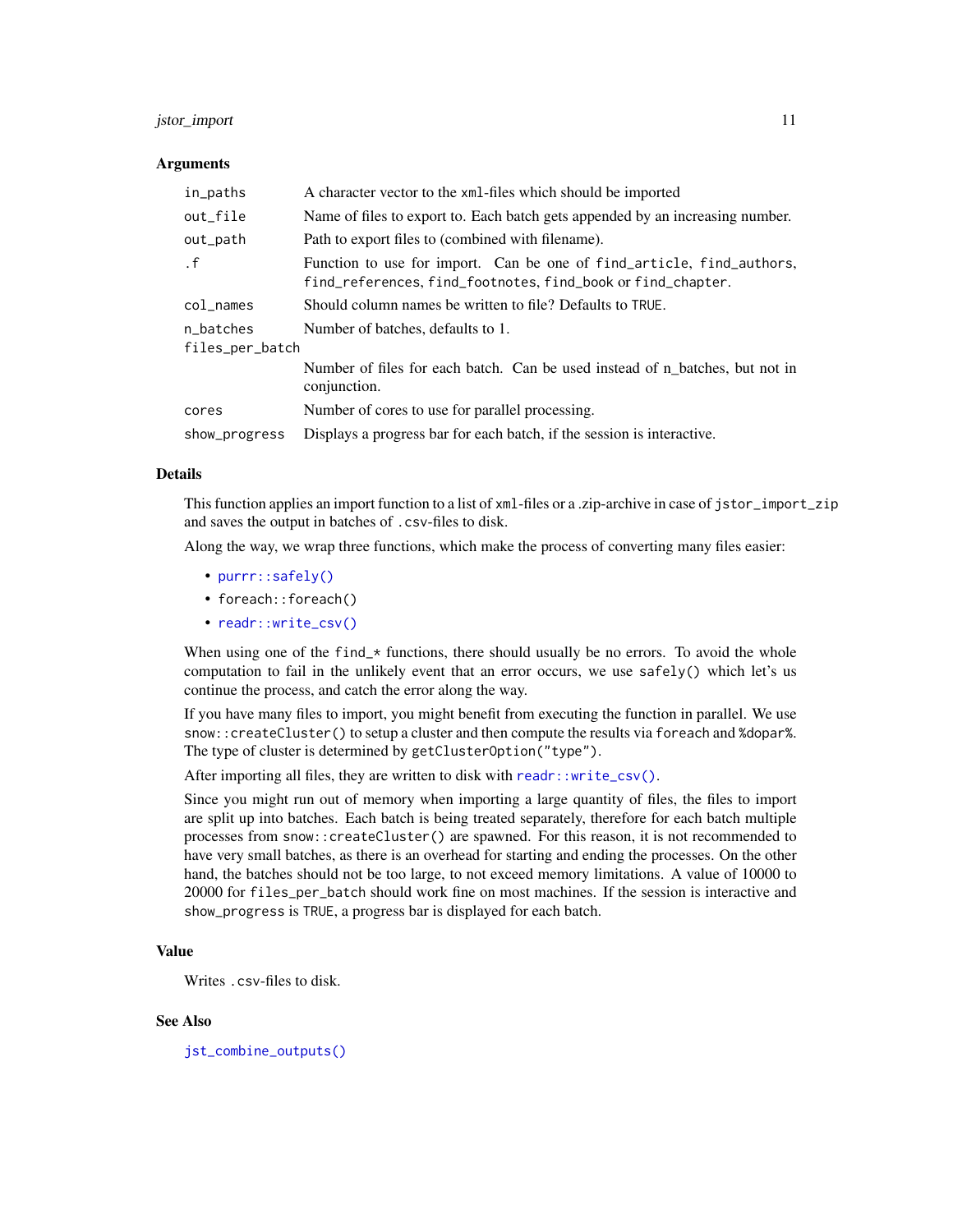### Arguments

| | |
|---|---|
| `in_paths` | A character vector to the `xml`-files which should be imported |
| `out_file` | Name of files to export to. Each batch gets appended by an increasing number. |
| `out_path` | Path to export files to (combined with filename). |
| `.f` | Function to use for import. Can be one of `find_article`, `find_authors`, `find_references`, `find_footnotes`, `find_book` or `find_chapter`. |
| `col_names` | Should column names be written to file? Defaults to `TRUE`. |
| `n_batches` | Number of batches, defaults to 1. |
| `files_per_batch` | Number of files for each batch. Can be used instead of n_batches, but not in conjunction. |
| `cores` | Number of cores to use for parallel processing. |
| `show_progress` | Displays a progress bar for each batch, if the session is interactive. |

### Details

This function applies an import function to a list of `xml`-files or a .zip-archive in case of `jstor_import_zip` and saves the output in batches of `.csv`-files to disk.

Along the way, we wrap three functions, which make the process of converting many files easier:

- `purrr::safely()`
- `foreach::foreach()`
- `readr::write_csv()`

When using one of the `find_*` functions, there should usually be no errors. To avoid the whole computation to fail in the unlikely event that an error occurs, we use `safely()` which let's us continue the process, and catch the error along the way.

If you have many files to import, you might benefit from executing the function in parallel. We use `snow::createCluster()` to setup a cluster and then compute the results via `foreach` and `%dopar%`. The type of cluster is determined by `getClusterOption("type")`.

After importing all files, they are written to disk with `readr::write_csv()`.

Since you might run out of memory when importing a large quantity of files, the files to import are split up into batches. Each batch is being treated separately, therefore for each batch multiple processes from `snow::createCluster()` are spawned. For this reason, it is not recommended to have very small batches, as there is an overhead for starting and ending the processes. On the other hand, the batches should not be too large, to not exceed memory limitations. A value of 10000 to 20000 for `files_per_batch` should work fine on most machines. If the session is interactive and `show_progress` is `TRUE`, a progress bar is displayed for each batch.

### Value

Writes `.csv`-files to disk.

### See Also

`jst_combine_outputs()`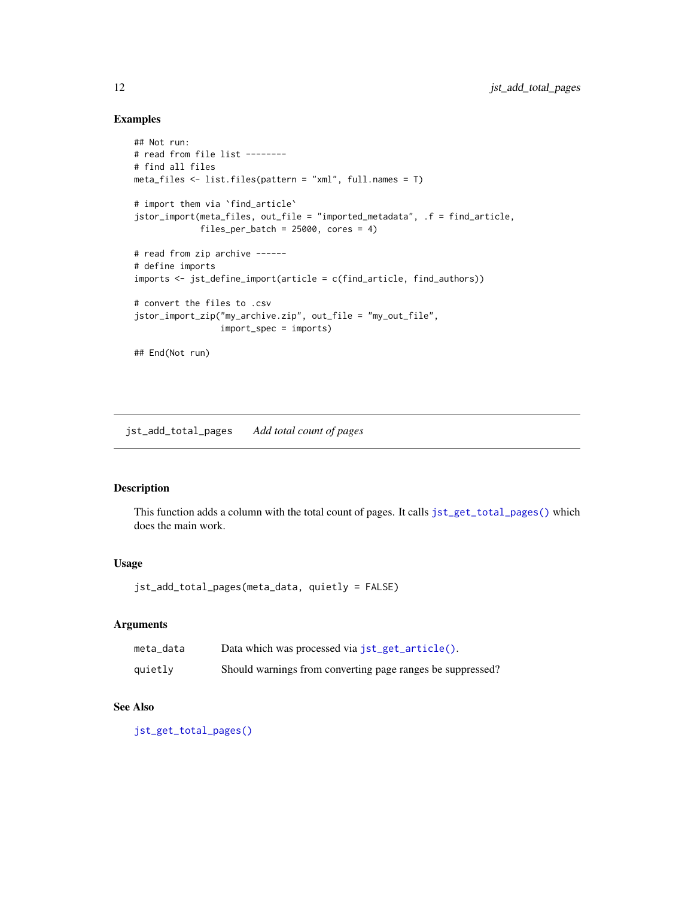### Examples

```
## Not run:
# read from file list --------
# find all files
meta_files <- list.files(pattern = "xml", full.names = T)

# import them via `find_article`
jstor_import(meta_files, out_file = "imported_metadata", .f = find_article,
             files_per_batch = 25000, cores = 4)

# read from zip archive ------
# define imports
imports <- jst_define_import(article = c(find_article, find_authors))

# convert the files to .csv
jstor_import_zip("my_archive.zip", out_file = "my_out_file",
                 import_spec = imports)

## End(Not run)
```

---

## jst_add_total_pages    *Add total count of pages*

### Description

This function adds a column with the total count of pages. It calls `jst_get_total_pages()` which does the main work.

### Usage

```
jst_add_total_pages(meta_data, quietly = FALSE)
```

### Arguments

| | |
|---|---|
| `meta_data` | Data which was processed via `jst_get_article()`. |
| `quietly` | Should warnings from converting page ranges be suppressed? |

### See Also

`jst_get_total_pages()`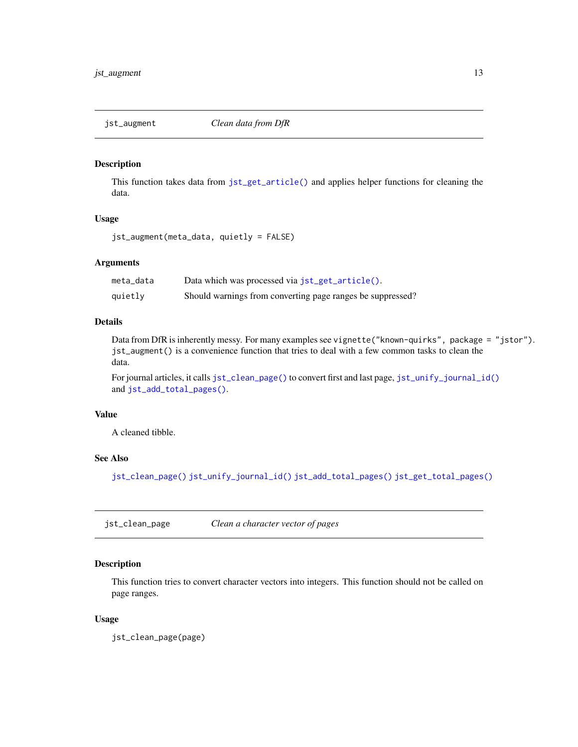## jst_augment — *Clean data from DfR*

### Description

This function takes data from `jst_get_article()` and applies helper functions for cleaning the data.

### Usage

```
jst_augment(meta_data, quietly = FALSE)
```

### Arguments

| | |
|---|---|
| `meta_data` | Data which was processed via `jst_get_article()`. |
| `quietly` | Should warnings from converting page ranges be suppressed? |

### Details

Data from DfR is inherently messy. For many examples see `vignette("known-quirks", package = "jstor")`. `jst_augment()` is a convenience function that tries to deal with a few common tasks to clean the data.

For journal articles, it calls `jst_clean_page()` to convert first and last page, `jst_unify_journal_id()` and `jst_add_total_pages()`.

### Value

A cleaned tibble.

### See Also

`jst_clean_page()` `jst_unify_journal_id()` `jst_add_total_pages()` `jst_get_total_pages()`

## jst_clean_page — *Clean a character vector of pages*

### Description

This function tries to convert character vectors into integers. This function should not be called on page ranges.

### Usage

```
jst_clean_page(page)
```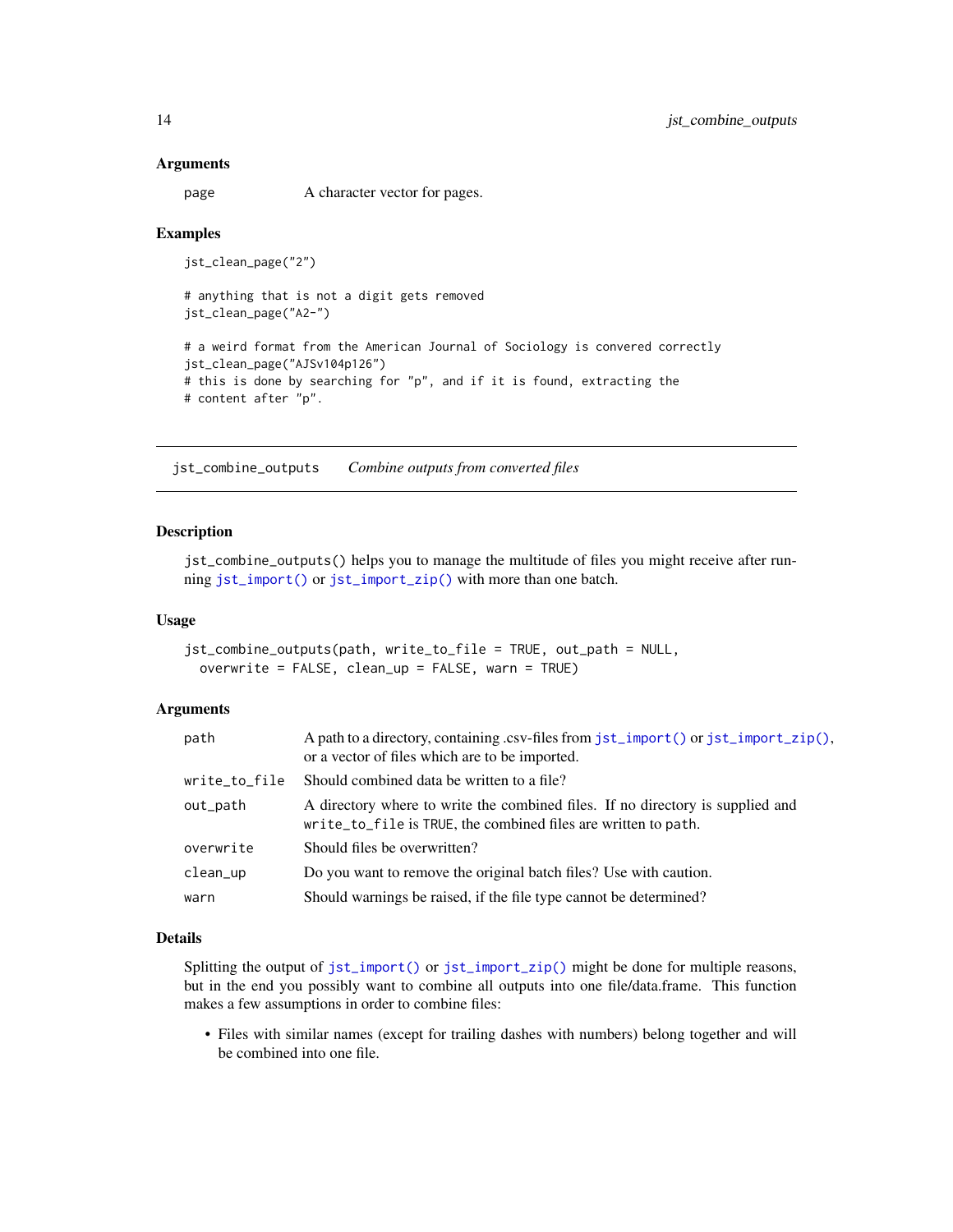### Arguments

| | |
|---|---|
| page | A character vector for pages. |

### Examples

```
jst_clean_page("2")

# anything that is not a digit gets removed
jst_clean_page("A2-")

# a weird format from the American Journal of Sociology is convered correctly
jst_clean_page("AJSv104p126")
# this is done by searching for "p", and if it is found, extracting the
# content after "p".
```

## jst_combine_outputs *Combine outputs from converted files*

### Description

`jst_combine_outputs()` helps you to manage the multitude of files you might receive after running `jst_import()` or `jst_import_zip()` with more than one batch.

### Usage

```
jst_combine_outputs(path, write_to_file = TRUE, out_path = NULL,
  overwrite = FALSE, clean_up = FALSE, warn = TRUE)
```

### Arguments

| | |
|---|---|
| path | A path to a directory, containing .csv-files from `jst_import()` or `jst_import_zip()`, or a vector of files which are to be imported. |
| write_to_file | Should combined data be written to a file? |
| out_path | A directory where to write the combined files. If no directory is supplied and `write_to_file` is `TRUE`, the combined files are written to `path`. |
| overwrite | Should files be overwritten? |
| clean_up | Do you want to remove the original batch files? Use with caution. |
| warn | Should warnings be raised, if the file type cannot be determined? |

### Details

Splitting the output of `jst_import()` or `jst_import_zip()` might be done for multiple reasons, but in the end you possibly want to combine all outputs into one file/data.frame. This function makes a few assumptions in order to combine files:

- Files with similar names (except for trailing dashes with numbers) belong together and will be combined into one file.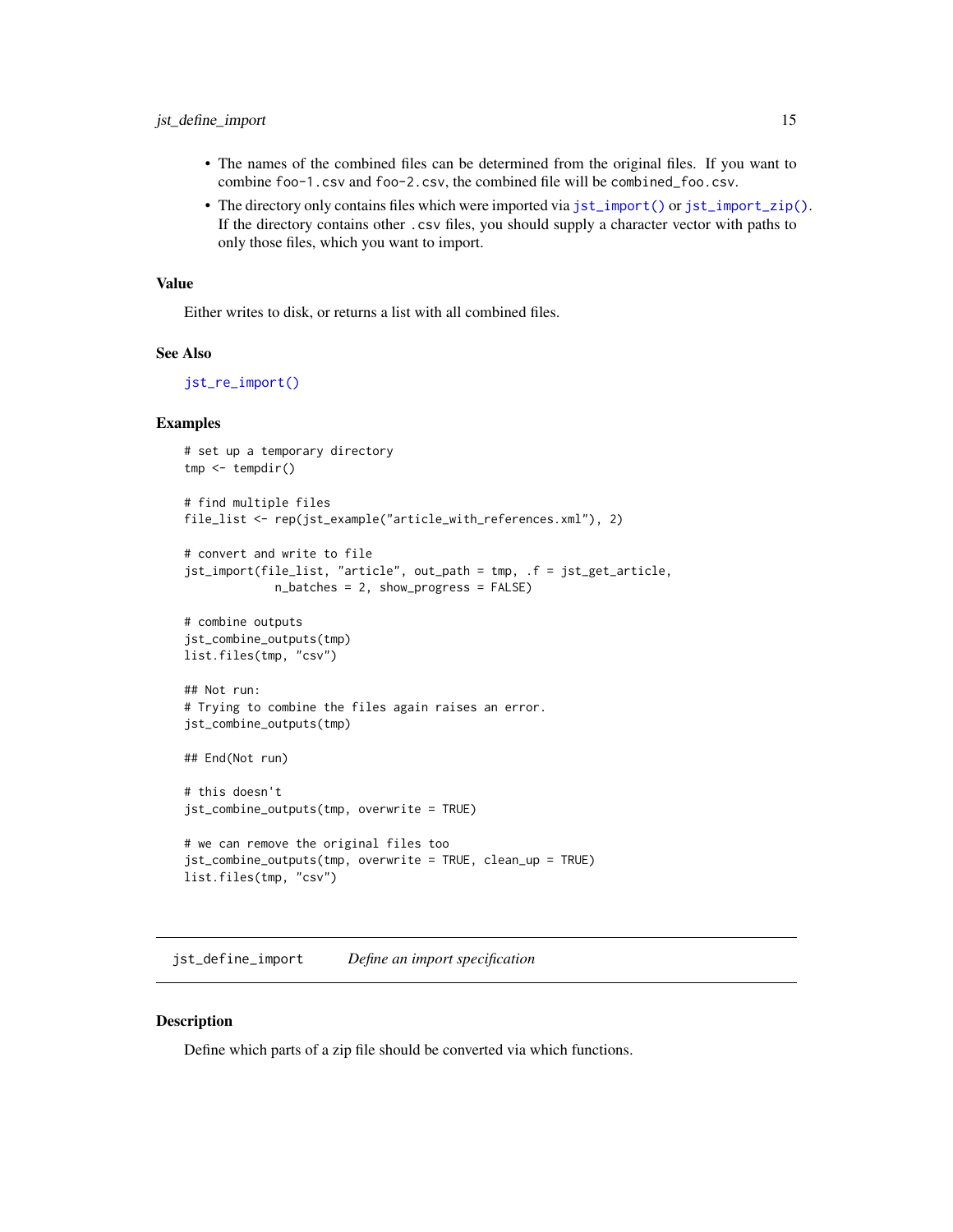- The names of the combined files can be determined from the original files. If you want to combine `foo-1.csv` and `foo-2.csv`, the combined file will be `combined_foo.csv`.
- The directory only contains files which were imported via `jst_import()` or `jst_import_zip()`. If the directory contains other `.csv` files, you should supply a character vector with paths to only those files, which you want to import.

### Value

Either writes to disk, or returns a list with all combined files.

### See Also

`jst_re_import()`

### Examples

```
# set up a temporary directory
tmp <- tempdir()

# find multiple files
file_list <- rep(jst_example("article_with_references.xml"), 2)

# convert and write to file
jst_import(file_list, "article", out_path = tmp, .f = jst_get_article,
             n_batches = 2, show_progress = FALSE)

# combine outputs
jst_combine_outputs(tmp)
list.files(tmp, "csv")

## Not run:
# Trying to combine the files again raises an error.
jst_combine_outputs(tmp)

## End(Not run)

# this doesn't
jst_combine_outputs(tmp, overwrite = TRUE)

# we can remove the original files too
jst_combine_outputs(tmp, overwrite = TRUE, clean_up = TRUE)
list.files(tmp, "csv")
```

---

## `jst_define_import` *Define an import specification*

### Description

Define which parts of a zip file should be converted via which functions.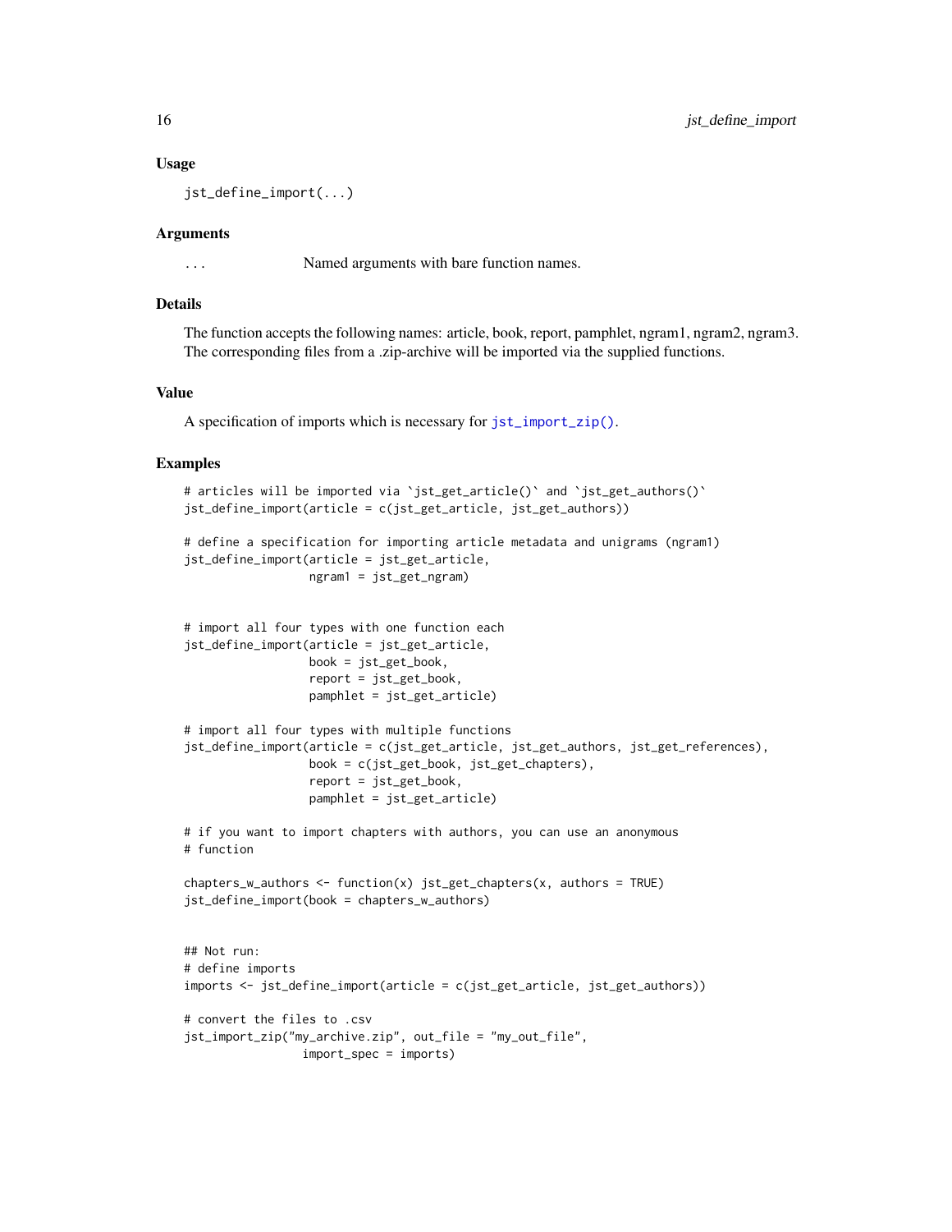### Usage

```
jst_define_import(...)
```

### Arguments

| | |
|---|---|
| ... | Named arguments with bare function names. |

### Details

The function accepts the following names: article, book, report, pamphlet, ngram1, ngram2, ngram3. The corresponding files from a .zip-archive will be imported via the supplied functions.

### Value

A specification of imports which is necessary for `jst_import_zip()`.

### Examples

```
# articles will be imported via `jst_get_article()` and `jst_get_authors()`
jst_define_import(article = c(jst_get_article, jst_get_authors))

# define a specification for importing article metadata and unigrams (ngram1)
jst_define_import(article = jst_get_article,
                  ngram1 = jst_get_ngram)


# import all four types with one function each
jst_define_import(article = jst_get_article,
                  book = jst_get_book,
                  report = jst_get_book,
                  pamphlet = jst_get_article)

# import all four types with multiple functions
jst_define_import(article = c(jst_get_article, jst_get_authors, jst_get_references),
                  book = c(jst_get_book, jst_get_chapters),
                  report = jst_get_book,
                  pamphlet = jst_get_article)

# if you want to import chapters with authors, you can use an anonymous
# function

chapters_w_authors <- function(x) jst_get_chapters(x, authors = TRUE)
jst_define_import(book = chapters_w_authors)


## Not run:
# define imports
imports <- jst_define_import(article = c(jst_get_article, jst_get_authors))

# convert the files to .csv
jst_import_zip("my_archive.zip", out_file = "my_out_file",
                 import_spec = imports)
```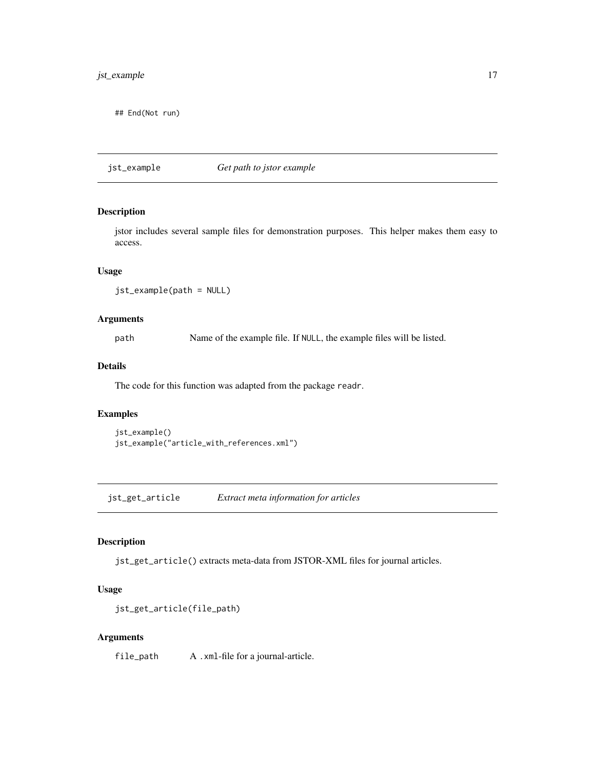```
## End(Not run)
```

## jst_example — *Get path to jstor example*

### Description

jstor includes several sample files for demonstration purposes. This helper makes them easy to access.

### Usage

```
jst_example(path = NULL)
```

### Arguments

path — Name of the example file. If NULL, the example files will be listed.

### Details

The code for this function was adapted from the package readr.

### Examples

```
jst_example()
jst_example("article_with_references.xml")
```

## jst_get_article — *Extract meta information for articles*

### Description

jst_get_article() extracts meta-data from JSTOR-XML files for journal articles.

### Usage

```
jst_get_article(file_path)
```

### Arguments

file_path — A .xml-file for a journal-article.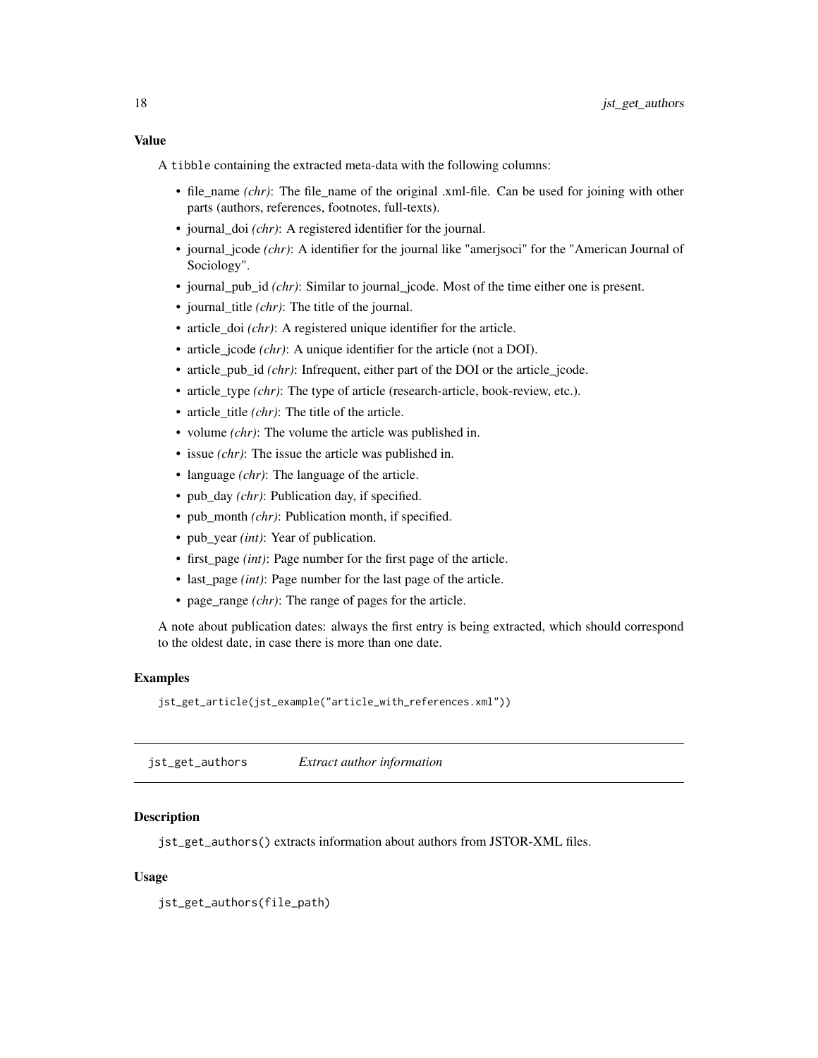### Value

A `tibble` containing the extracted meta-data with the following columns:

- file_name *(chr)*: The file_name of the original .xml-file. Can be used for joining with other parts (authors, references, footnotes, full-texts).
- journal_doi *(chr)*: A registered identifier for the journal.
- journal_jcode *(chr)*: A identifier for the journal like "amerjsoci" for the "American Journal of Sociology".
- journal_pub_id *(chr)*: Similar to journal_jcode. Most of the time either one is present.
- journal_title *(chr)*: The title of the journal.
- article_doi *(chr)*: A registered unique identifier for the article.
- article_jcode *(chr)*: A unique identifier for the article (not a DOI).
- article_pub_id *(chr)*: Infrequent, either part of the DOI or the article_jcode.
- article_type *(chr)*: The type of article (research-article, book-review, etc.).
- article_title *(chr)*: The title of the article.
- volume *(chr)*: The volume the article was published in.
- issue *(chr)*: The issue the article was published in.
- language *(chr)*: The language of the article.
- pub_day *(chr)*: Publication day, if specified.
- pub_month *(chr)*: Publication month, if specified.
- pub_year *(int)*: Year of publication.
- first_page *(int)*: Page number for the first page of the article.
- last_page *(int)*: Page number for the last page of the article.
- page_range *(chr)*: The range of pages for the article.

A note about publication dates: always the first entry is being extracted, which should correspond to the oldest date, in case there is more than one date.

### Examples

```
jst_get_article(jst_example("article_with_references.xml"))
```

---

## `jst_get_authors` *Extract author information*

### Description

`jst_get_authors()` extracts information about authors from JSTOR-XML files.

### Usage

```
jst_get_authors(file_path)
```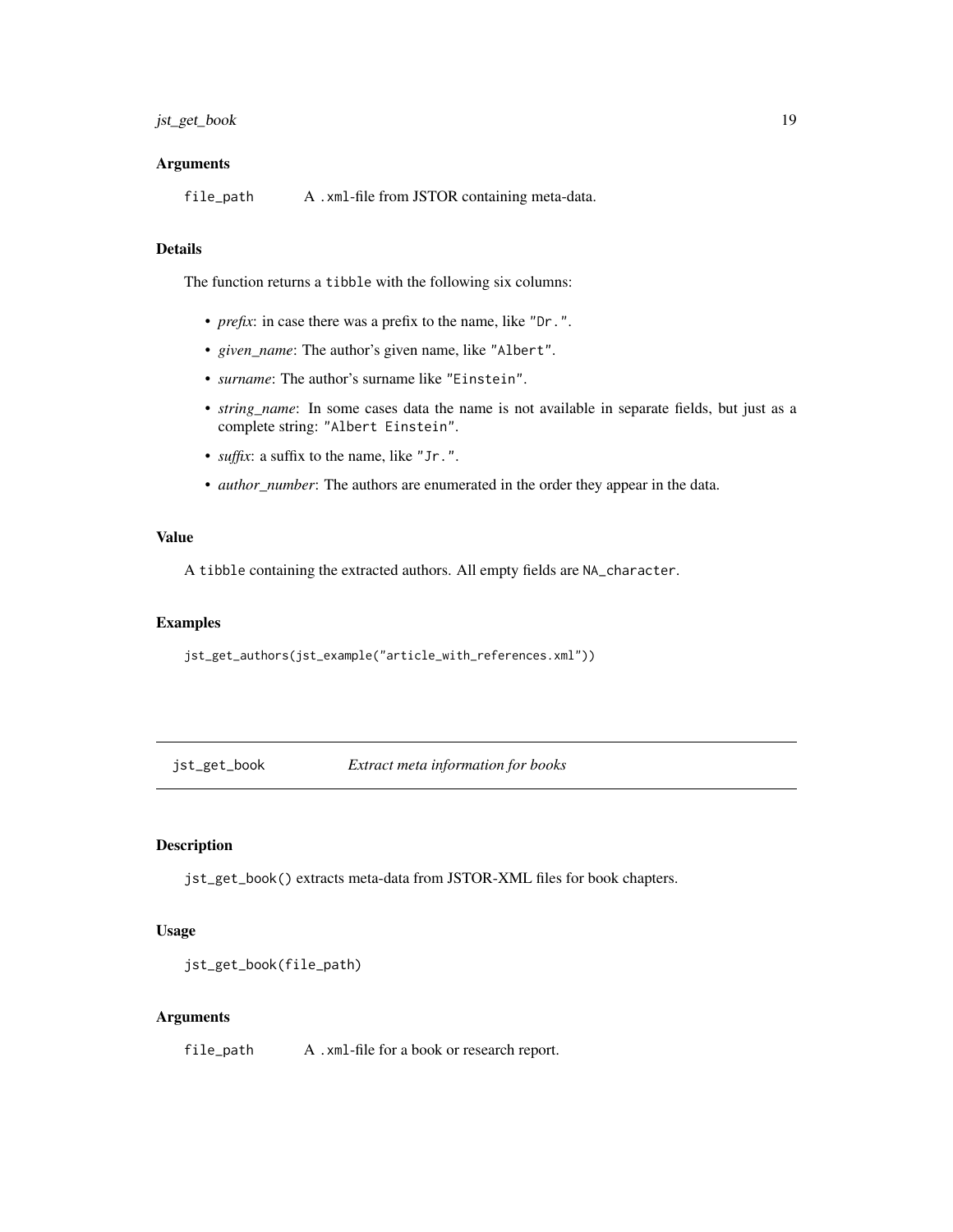### Arguments

file_path A .xml-file from JSTOR containing meta-data.

### Details

The function returns a tibble with the following six columns:

- *prefix*: in case there was a prefix to the name, like "Dr.".
- *given_name*: The author's given name, like "Albert".
- *surname*: The author's surname like "Einstein".
- *string_name*: In some cases data the name is not available in separate fields, but just as a complete string: "Albert Einstein".
- *suffix*: a suffix to the name, like "Jr.".
- *author_number*: The authors are enumerated in the order they appear in the data.

### Value

A tibble containing the extracted authors. All empty fields are NA_character.

### Examples

```
jst_get_authors(jst_example("article_with_references.xml"))
```

## jst_get_book *Extract meta information for books*

### Description

jst_get_book() extracts meta-data from JSTOR-XML files for book chapters.

### Usage

```
jst_get_book(file_path)
```

### Arguments

file_path A .xml-file for a book or research report.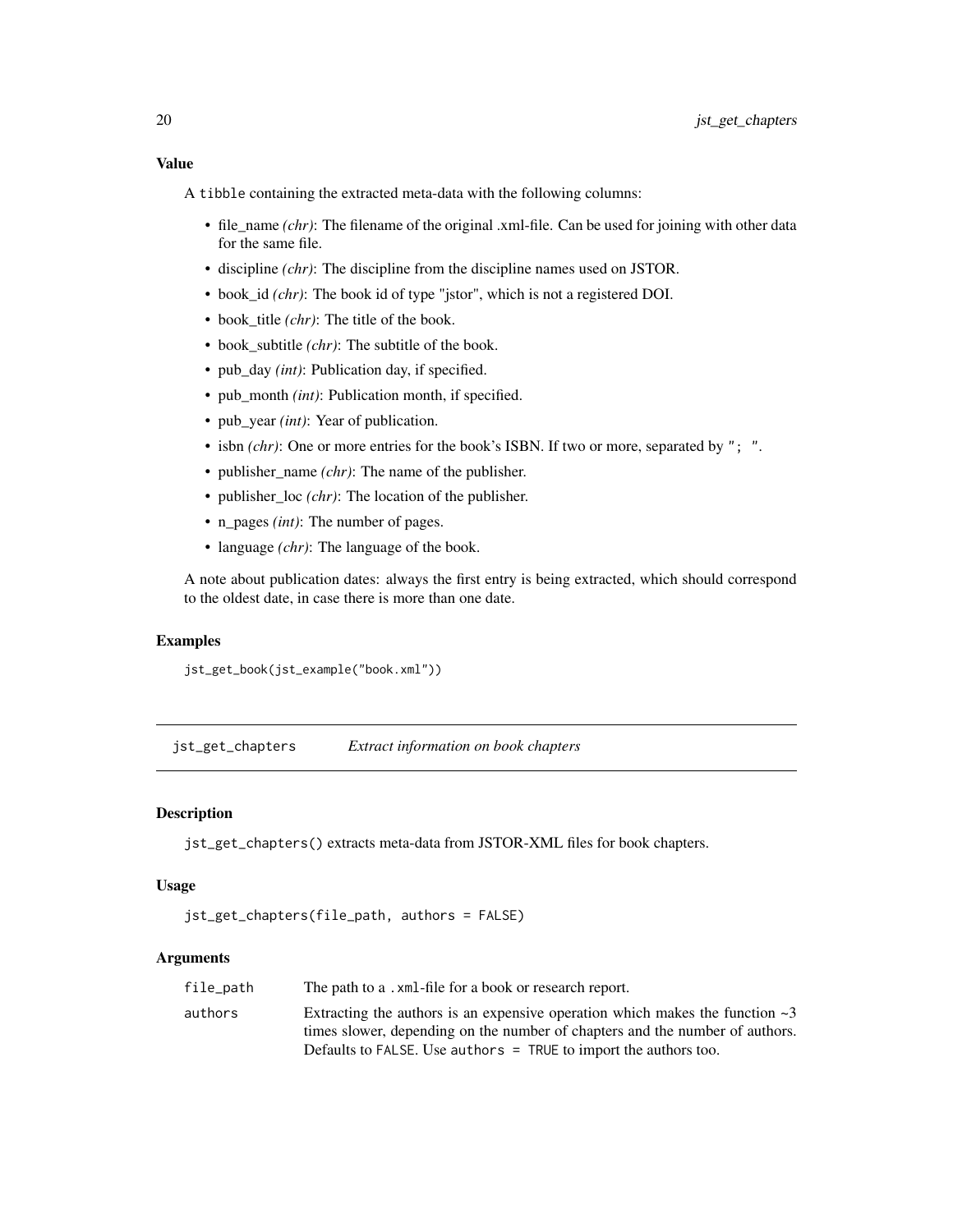### Value

A `tibble` containing the extracted meta-data with the following columns:

- file_name *(chr)*: The filename of the original .xml-file. Can be used for joining with other data for the same file.
- discipline *(chr)*: The discipline from the discipline names used on JSTOR.
- book_id *(chr)*: The book id of type "jstor", which is not a registered DOI.
- book_title *(chr)*: The title of the book.
- book_subtitle *(chr)*: The subtitle of the book.
- pub_day *(int)*: Publication day, if specified.
- pub_month *(int)*: Publication month, if specified.
- pub_year *(int)*: Year of publication.
- isbn *(chr)*: One or more entries for the book's ISBN. If two or more, separated by `"; "`.
- publisher_name *(chr)*: The name of the publisher.
- publisher_loc *(chr)*: The location of the publisher.
- n_pages *(int)*: The number of pages.
- language *(chr)*: The language of the book.

A note about publication dates: always the first entry is being extracted, which should correspond to the oldest date, in case there is more than one date.

### Examples

```
jst_get_book(jst_example("book.xml"))
```

## jst_get_chapters *Extract information on book chapters*

### Description

`jst_get_chapters()` extracts meta-data from JSTOR-XML files for book chapters.

### Usage

```
jst_get_chapters(file_path, authors = FALSE)
```

### Arguments

| | |
|---|---|
| `file_path` | The path to a `.xml`-file for a book or research report. |
| `authors` | Extracting the authors is an expensive operation which makes the function ~3 times slower, depending on the number of chapters and the number of authors. Defaults to `FALSE`. Use `authors = TRUE` to import the authors too. |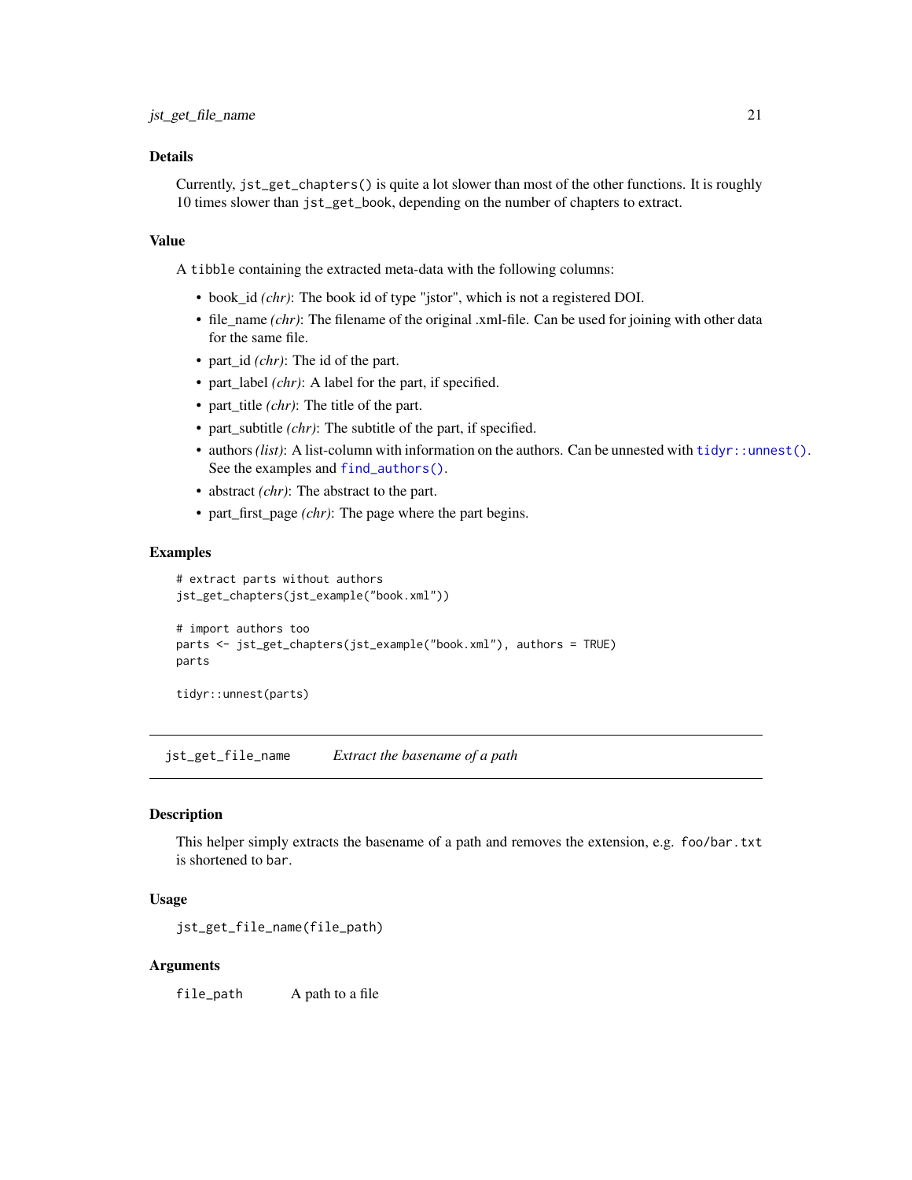### Details

Currently, `jst_get_chapters()` is quite a lot slower than most of the other functions. It is roughly 10 times slower than `jst_get_book`, depending on the number of chapters to extract.

### Value

A `tibble` containing the extracted meta-data with the following columns:

- book_id *(chr)*: The book id of type "jstor", which is not a registered DOI.
- file_name *(chr)*: The filename of the original .xml-file. Can be used for joining with other data for the same file.
- part_id *(chr)*: The id of the part.
- part_label *(chr)*: A label for the part, if specified.
- part_title *(chr)*: The title of the part.
- part_subtitle *(chr)*: The subtitle of the part, if specified.
- authors *(list)*: A list-column with information on the authors. Can be unnested with `tidyr::unnest()`. See the examples and `find_authors()`.
- abstract *(chr)*: The abstract to the part.
- part_first_page *(chr)*: The page where the part begins.

### Examples

```
# extract parts without authors
jst_get_chapters(jst_example("book.xml"))

# import authors too
parts <- jst_get_chapters(jst_example("book.xml"), authors = TRUE)
parts

tidyr::unnest(parts)
```

---

## jst_get_file_name    *Extract the basename of a path*

### Description

This helper simply extracts the basename of a path and removes the extension, e.g. `foo/bar.txt` is shortened to `bar`.

### Usage

```
jst_get_file_name(file_path)
```

### Arguments

| | |
|---|---|
| `file_path` | A path to a file |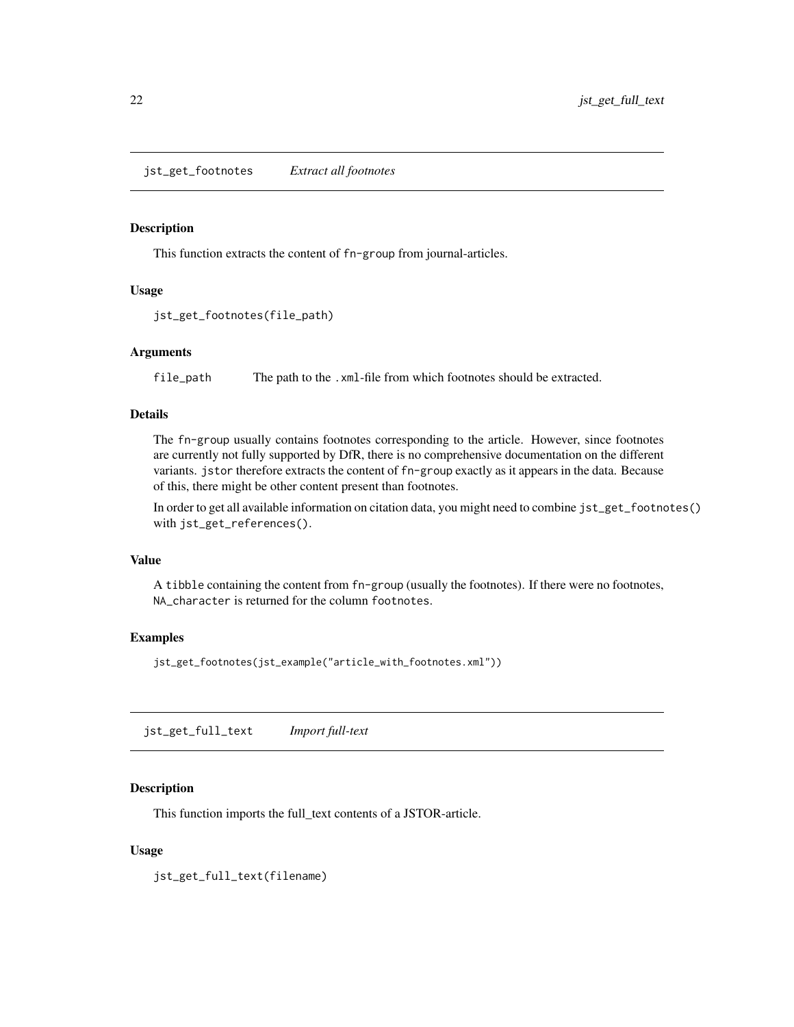## jst_get_footnotes *Extract all footnotes*

### Description

This function extracts the content of `fn-group` from journal-articles.

### Usage

```
jst_get_footnotes(file_path)
```

### Arguments

| | |
|---|---|
| `file_path` | The path to the `.xml`-file from which footnotes should be extracted. |

### Details

The `fn-group` usually contains footnotes corresponding to the article. However, since footnotes are currently not fully supported by DfR, there is no comprehensive documentation on the different variants. `jstor` therefore extracts the content of `fn-group` exactly as it appears in the data. Because of this, there might be other content present than footnotes.

In order to get all available information on citation data, you might need to combine `jst_get_footnotes()` with `jst_get_references()`.

### Value

A `tibble` containing the content from `fn-group` (usually the footnotes). If there were no footnotes, `NA_character` is returned for the column `footnotes`.

### Examples

```
jst_get_footnotes(jst_example("article_with_footnotes.xml"))
```

## jst_get_full_text *Import full-text*

### Description

This function imports the full_text contents of a JSTOR-article.

### Usage

```
jst_get_full_text(filename)
```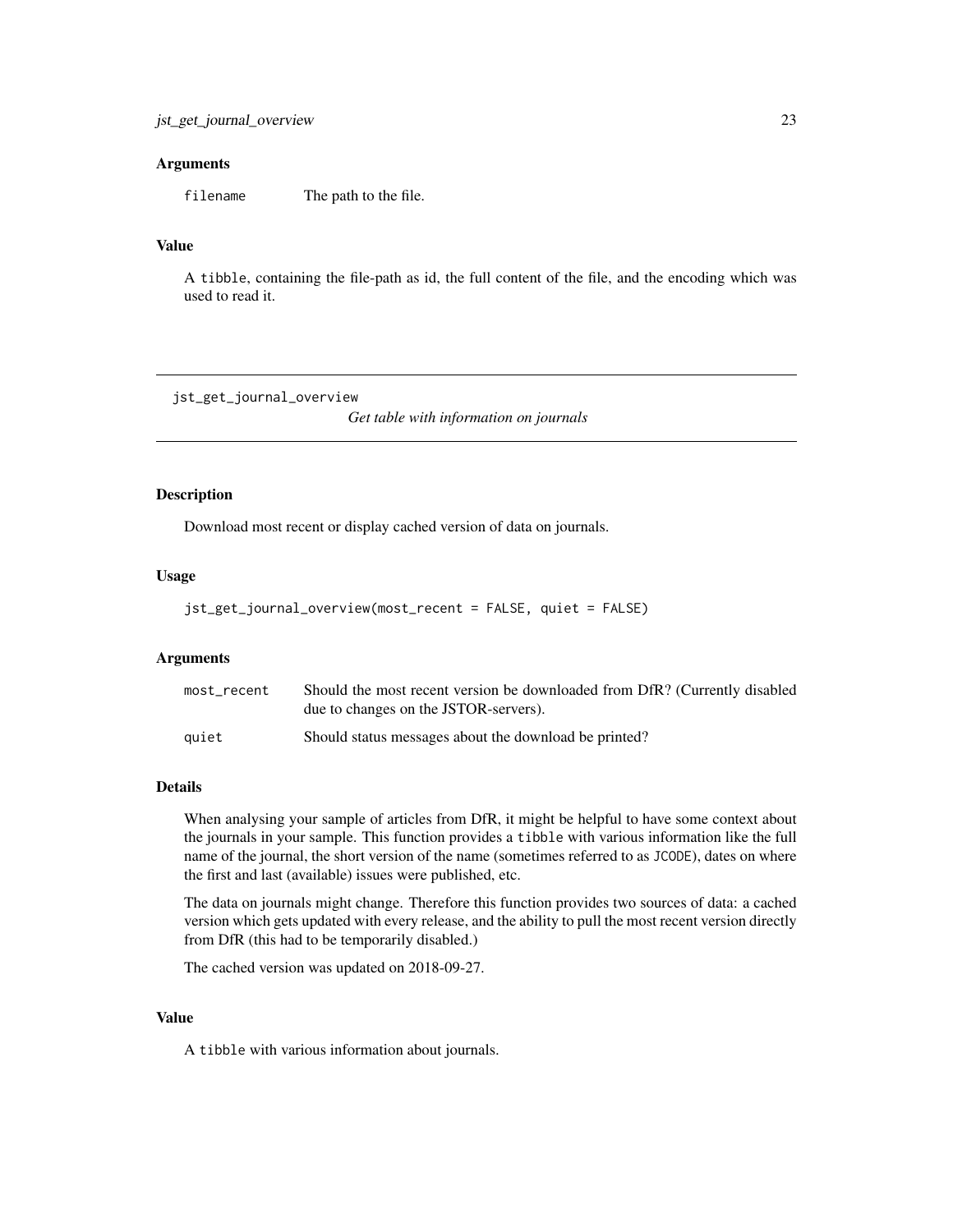### Arguments

filename The path to the file.

### Value

A tibble, containing the file-path as id, the full content of the file, and the encoding which was used to read it.

---

## jst_get_journal_overview

*Get table with information on journals*

---

### Description

Download most recent or display cached version of data on journals.

### Usage

```
jst_get_journal_overview(most_recent = FALSE, quiet = FALSE)
```

### Arguments

| | |
|---|---|
| most_recent | Should the most recent version be downloaded from DfR? (Currently disabled due to changes on the JSTOR-servers). |
| quiet | Should status messages about the download be printed? |

### Details

When analysing your sample of articles from DfR, it might be helpful to have some context about the journals in your sample. This function provides a tibble with various information like the full name of the journal, the short version of the name (sometimes referred to as JCODE), dates on where the first and last (available) issues were published, etc.

The data on journals might change. Therefore this function provides two sources of data: a cached version which gets updated with every release, and the ability to pull the most recent version directly from DfR (this had to be temporarily disabled.)

The cached version was updated on 2018-09-27.

### Value

A tibble with various information about journals.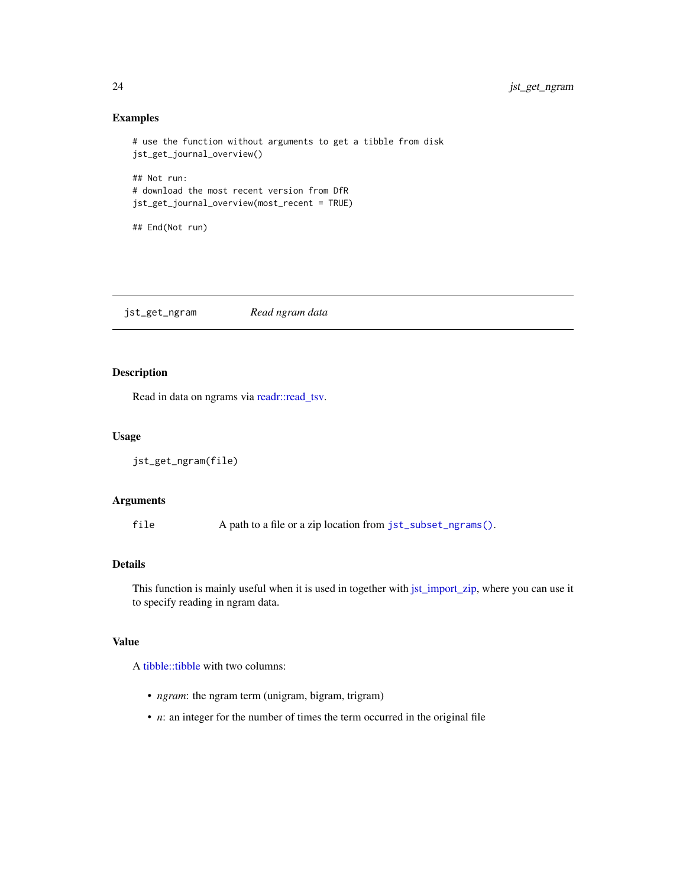## Examples

```
# use the function without arguments to get a tibble from disk
jst_get_journal_overview()

## Not run:
# download the most recent version from DfR
jst_get_journal_overview(most_recent = TRUE)

## End(Not run)
```

---

# jst_get_ngram    *Read ngram data*

---

## Description

Read in data on ngrams via readr::read_tsv.

## Usage

```
jst_get_ngram(file)
```

## Arguments

| | |
|---|---|
| `file` | A path to a file or a zip location from `jst_subset_ngrams()`. |

## Details

This function is mainly useful when it is used in together with jst_import_zip, where you can use it to specify reading in ngram data.

## Value

A tibble::tibble with two columns:

- *ngram*: the ngram term (unigram, bigram, trigram)
- *n*: an integer for the number of times the term occurred in the original file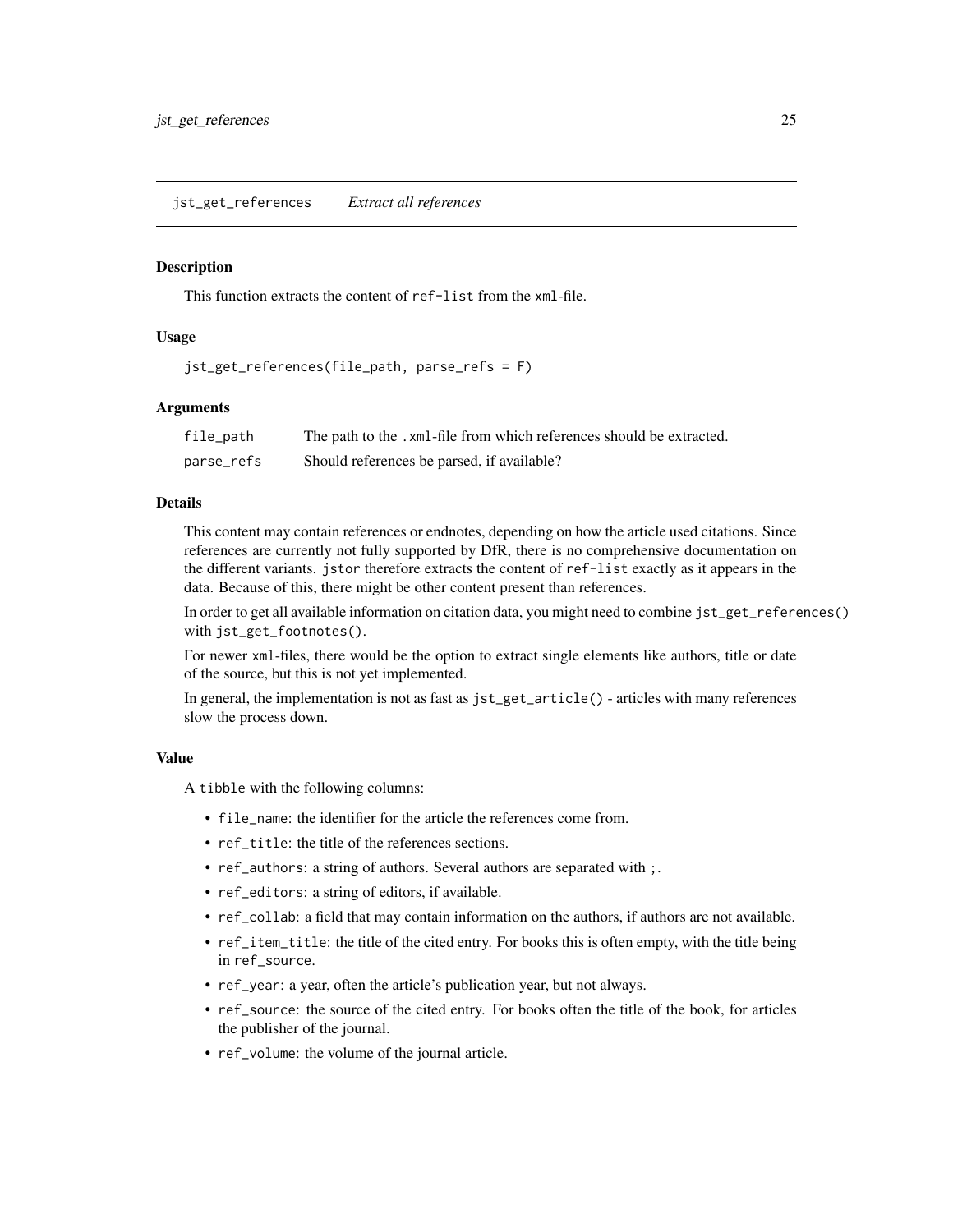## jst_get_references — *Extract all references*

### Description

This function extracts the content of `ref-list` from the `xml`-file.

### Usage

```
jst_get_references(file_path, parse_refs = F)
```

### Arguments

| | |
|---|---|
| `file_path` | The path to the `.xml`-file from which references should be extracted. |
| `parse_refs` | Should references be parsed, if available? |

### Details

This content may contain references or endnotes, depending on how the article used citations. Since references are currently not fully supported by DfR, there is no comprehensive documentation on the different variants. `jstor` therefore extracts the content of `ref-list` exactly as it appears in the data. Because of this, there might be other content present than references.

In order to get all available information on citation data, you might need to combine `jst_get_references()` with `jst_get_footnotes()`.

For newer `xml`-files, there would be the option to extract single elements like authors, title or date of the source, but this is not yet implemented.

In general, the implementation is not as fast as `jst_get_article()` - articles with many references slow the process down.

### Value

A `tibble` with the following columns:

- `file_name`: the identifier for the article the references come from.
- `ref_title`: the title of the references sections.
- `ref_authors`: a string of authors. Several authors are separated with `;`.
- `ref_editors`: a string of editors, if available.
- `ref_collab`: a field that may contain information on the authors, if authors are not available.
- `ref_item_title`: the title of the cited entry. For books this is often empty, with the title being in `ref_source`.
- `ref_year`: a year, often the article's publication year, but not always.
- `ref_source`: the source of the cited entry. For books often the title of the book, for articles the publisher of the journal.
- `ref_volume`: the volume of the journal article.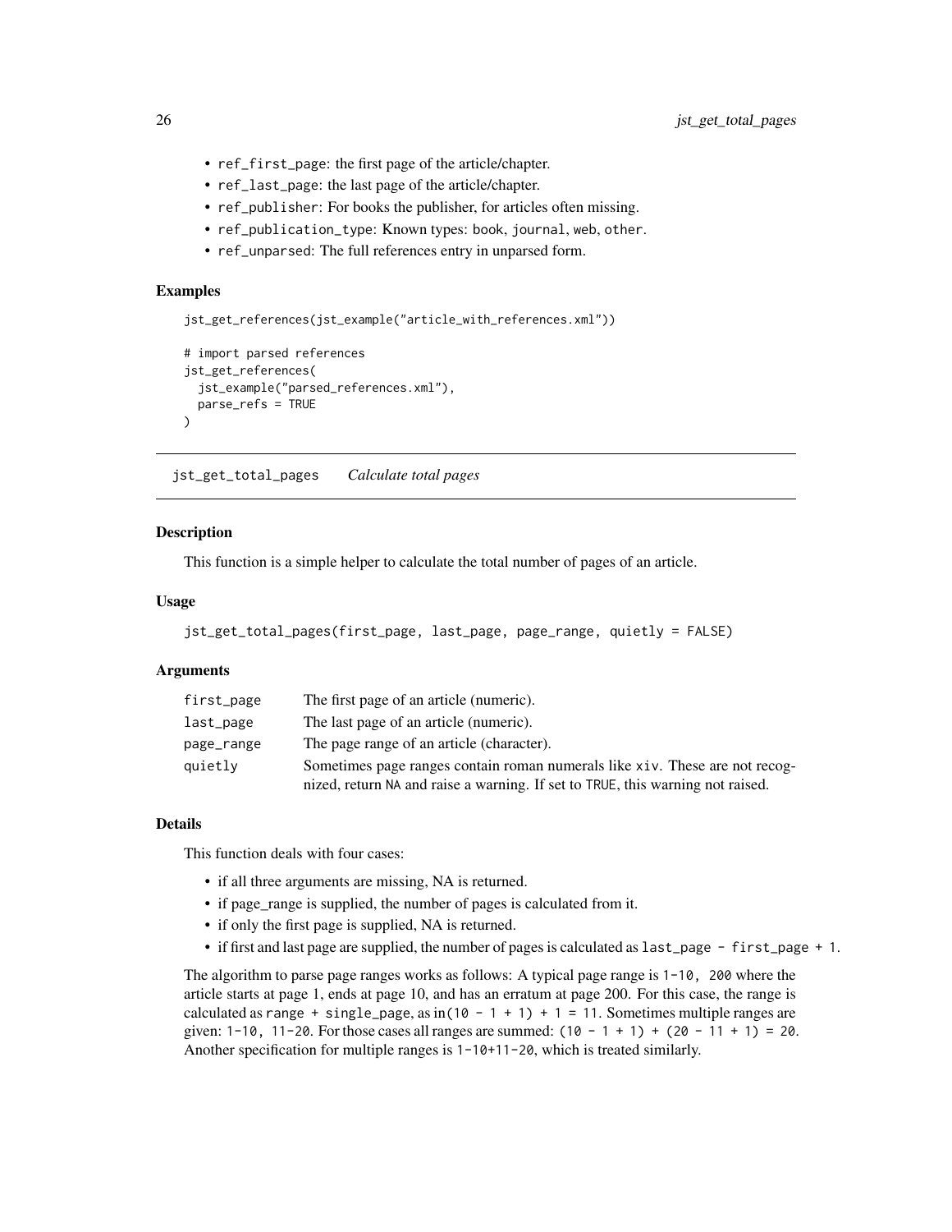- `ref_first_page`: the first page of the article/chapter.
- `ref_last_page`: the last page of the article/chapter.
- `ref_publisher`: For books the publisher, for articles often missing.
- `ref_publication_type`: Known types: `book`, `journal`, `web`, `other`.
- `ref_unparsed`: The full references entry in unparsed form.

### Examples

```
jst_get_references(jst_example("article_with_references.xml"))

# import parsed references
jst_get_references(
  jst_example("parsed_references.xml"),
  parse_refs = TRUE
)
```

---

## jst_get_total_pages    *Calculate total pages*

### Description

This function is a simple helper to calculate the total number of pages of an article.

### Usage

```
jst_get_total_pages(first_page, last_page, page_range, quietly = FALSE)
```

### Arguments

| | |
|---|---|
| `first_page` | The first page of an article (numeric). |
| `last_page` | The last page of an article (numeric). |
| `page_range` | The page range of an article (character). |
| `quietly` | Sometimes page ranges contain roman numerals like `xiv`. These are not recognized, return `NA` and raise a warning. If set to `TRUE`, this warning not raised. |

### Details

This function deals with four cases:

- if all three arguments are missing, NA is returned.
- if page_range is supplied, the number of pages is calculated from it.
- if only the first page is supplied, NA is returned.
- if first and last page are supplied, the number of pages is calculated as `last_page - first_page + 1`.

The algorithm to parse page ranges works as follows: A typical page range is `1-10, 200` where the article starts at page 1, ends at page 10, and has an erratum at page 200. For this case, the range is calculated as `range + single_page`, as in `(10 - 1 + 1) + 1 = 11`. Sometimes multiple ranges are given: `1-10, 11-20`. For those cases all ranges are summed: `(10 - 1 + 1) + (20 - 11 + 1) = 20`. Another specification for multiple ranges is `1-10+11-20`, which is treated similarly.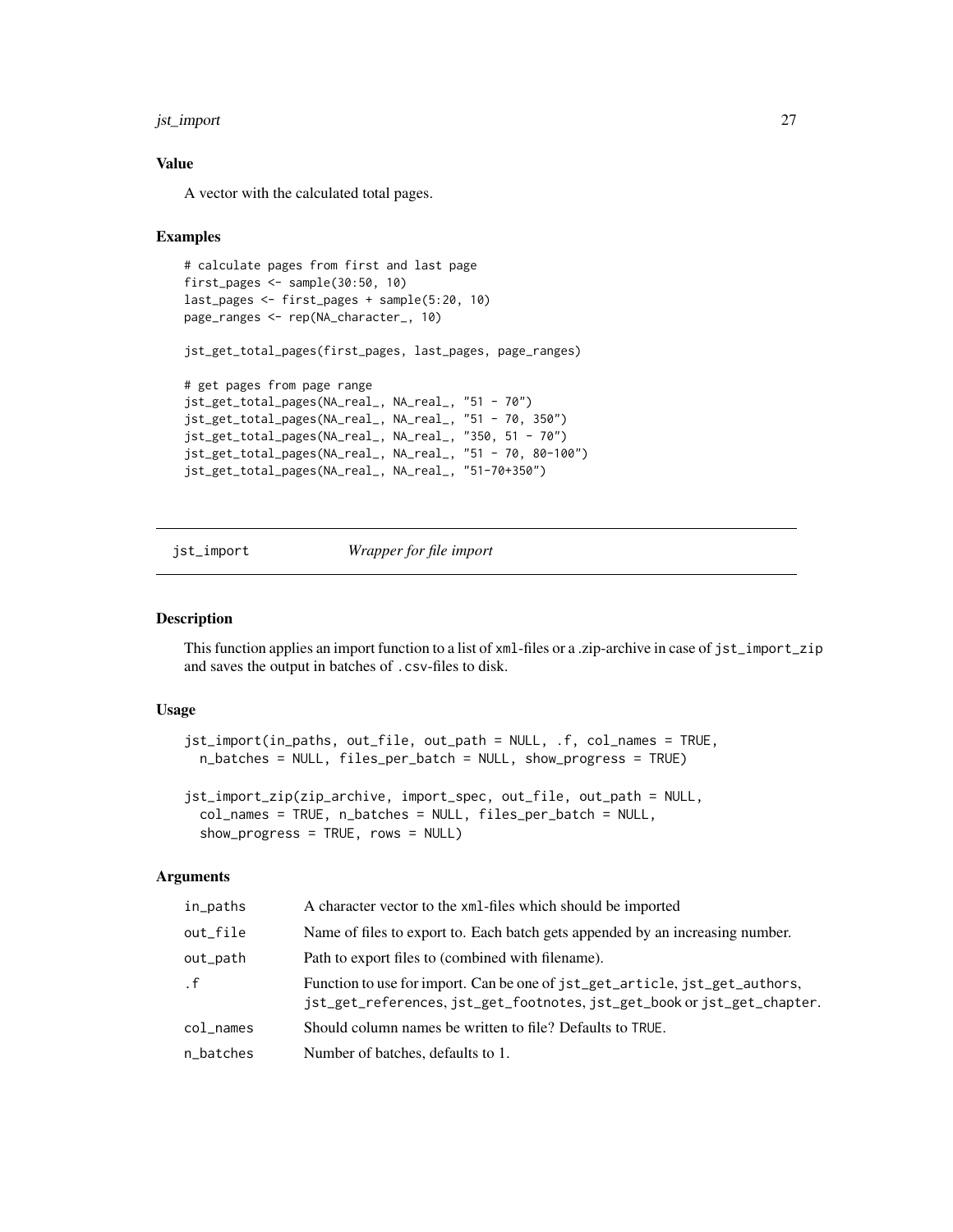### Value

A vector with the calculated total pages.

### Examples

```
# calculate pages from first and last page
first_pages <- sample(30:50, 10)
last_pages <- first_pages + sample(5:20, 10)
page_ranges <- rep(NA_character_, 10)

jst_get_total_pages(first_pages, last_pages, page_ranges)

# get pages from page range
jst_get_total_pages(NA_real_, NA_real_, "51 - 70")
jst_get_total_pages(NA_real_, NA_real_, "51 - 70, 350")
jst_get_total_pages(NA_real_, NA_real_, "350, 51 - 70")
jst_get_total_pages(NA_real_, NA_real_, "51 - 70, 80-100")
jst_get_total_pages(NA_real_, NA_real_, "51-70+350")
```

---

## jst_import *Wrapper for file import*

---

### Description

This function applies an import function to a list of `xml`-files or a .zip-archive in case of `jst_import_zip` and saves the output in batches of `.csv`-files to disk.

### Usage

```
jst_import(in_paths, out_file, out_path = NULL, .f, col_names = TRUE,
  n_batches = NULL, files_per_batch = NULL, show_progress = TRUE)

jst_import_zip(zip_archive, import_spec, out_file, out_path = NULL,
  col_names = TRUE, n_batches = NULL, files_per_batch = NULL,
  show_progress = TRUE, rows = NULL)
```

### Arguments

| | |
|---|---|
| `in_paths` | A character vector to the `xml`-files which should be imported |
| `out_file` | Name of files to export to. Each batch gets appended by an increasing number. |
| `out_path` | Path to export files to (combined with filename). |
| `.f` | Function to use for import. Can be one of `jst_get_article`, `jst_get_authors`, `jst_get_references`, `jst_get_footnotes`, `jst_get_book` or `jst_get_chapter`. |
| `col_names` | Should column names be written to file? Defaults to `TRUE`. |
| `n_batches` | Number of batches, defaults to 1. |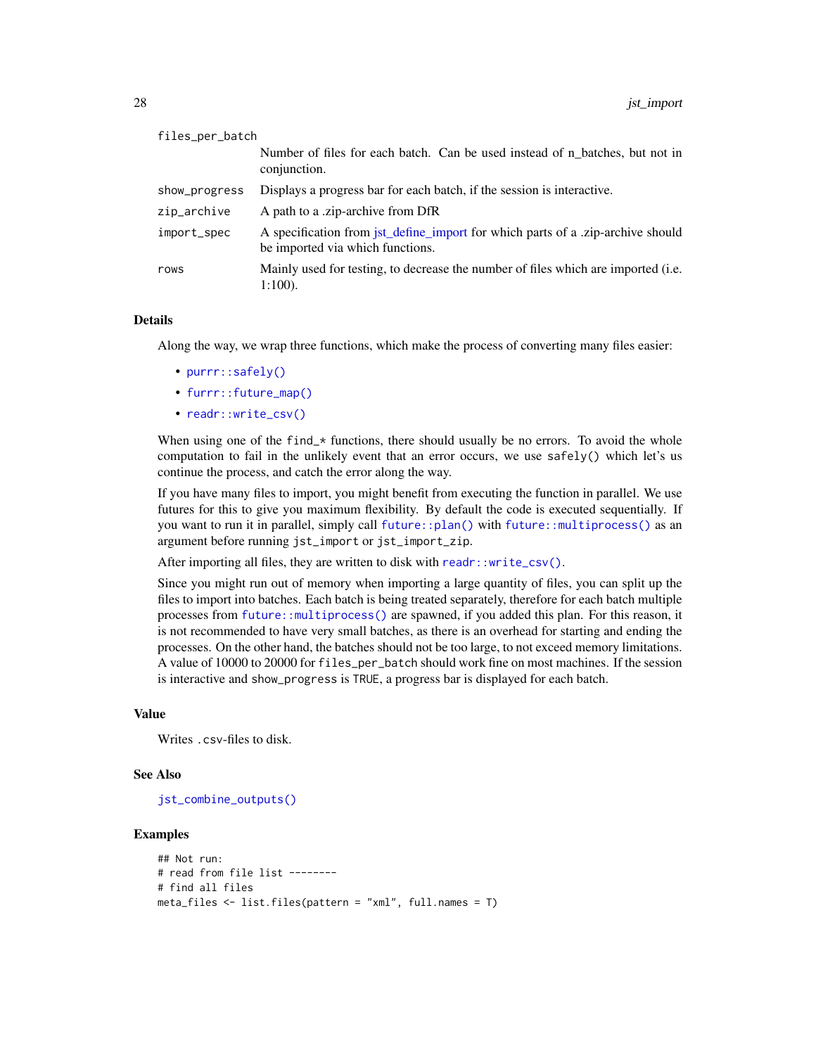| | |
|---|---|
| `files_per_batch` | Number of files for each batch. Can be used instead of n_batches, but not in conjunction. |
| `show_progress` | Displays a progress bar for each batch, if the session is interactive. |
| `zip_archive` | A path to a .zip-archive from DfR |
| `import_spec` | A specification from jst_define_import for which parts of a .zip-archive should be imported via which functions. |
| `rows` | Mainly used for testing, to decrease the number of files which are imported (i.e. 1:100). |

## Details

Along the way, we wrap three functions, which make the process of converting many files easier:

- `purrr::safely()`
- `furrr::future_map()`
- `readr::write_csv()`

When using one of the `find_*` functions, there should usually be no errors. To avoid the whole computation to fail in the unlikely event that an error occurs, we use `safely()` which let's us continue the process, and catch the error along the way.

If you have many files to import, you might benefit from executing the function in parallel. We use futures for this to give you maximum flexibility. By default the code is executed sequentially. If you want to run it in parallel, simply call `future::plan()` with `future::multiprocess()` as an argument before running `jst_import` or `jst_import_zip`.

After importing all files, they are written to disk with `readr::write_csv()`.

Since you might run out of memory when importing a large quantity of files, you can split up the files to import into batches. Each batch is being treated separately, therefore for each batch multiple processes from `future::multiprocess()` are spawned, if you added this plan. For this reason, it is not recommended to have very small batches, as there is an overhead for starting and ending the processes. On the other hand, the batches should not be too large, to not exceed memory limitations. A value of 10000 to 20000 for `files_per_batch` should work fine on most machines. If the session is interactive and `show_progress` is `TRUE`, a progress bar is displayed for each batch.

## Value

Writes `.csv`-files to disk.

## See Also

`jst_combine_outputs()`

## Examples

```
## Not run:
# read from file list --------
# find all files
meta_files <- list.files(pattern = "xml", full.names = T)
```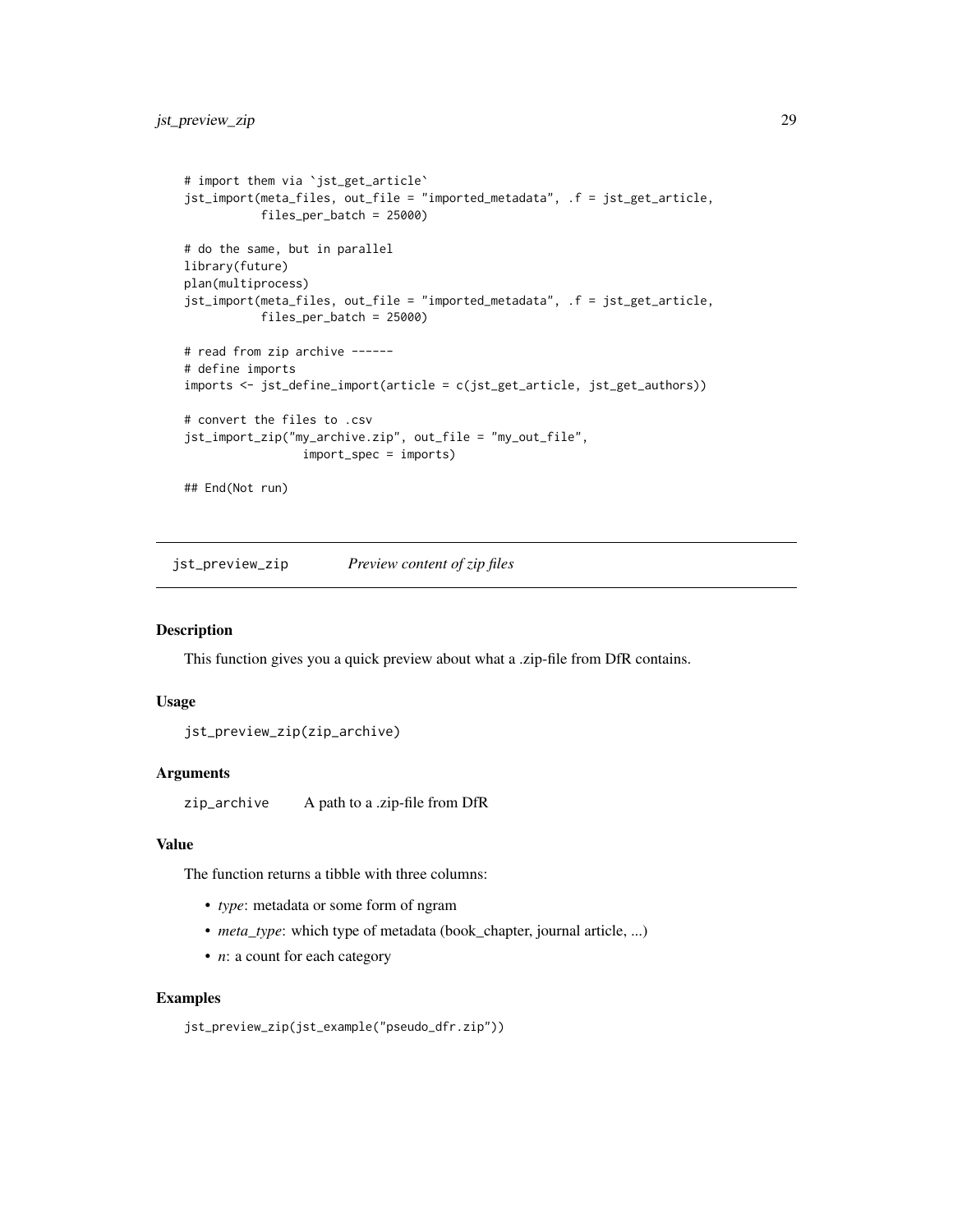```
# import them via `jst_get_article`
jst_import(meta_files, out_file = "imported_metadata", .f = jst_get_article,
           files_per_batch = 25000)

# do the same, but in parallel
library(future)
plan(multiprocess)
jst_import(meta_files, out_file = "imported_metadata", .f = jst_get_article,
           files_per_batch = 25000)

# read from zip archive ------
# define imports
imports <- jst_define_import(article = c(jst_get_article, jst_get_authors))

# convert the files to .csv
jst_import_zip("my_archive.zip", out_file = "my_out_file",
                 import_spec = imports)

## End(Not run)
```

## jst_preview_zip — *Preview content of zip files*

### Description

This function gives you a quick preview about what a .zip-file from DfR contains.

### Usage

```
jst_preview_zip(zip_archive)
```

### Arguments

| | |
|---|---|
| zip_archive | A path to a .zip-file from DfR |

### Value

The function returns a tibble with three columns:

- *type*: metadata or some form of ngram
- *meta_type*: which type of metadata (book_chapter, journal article, ...)
- *n*: a count for each category

### Examples

```
jst_preview_zip(jst_example("pseudo_dfr.zip"))
```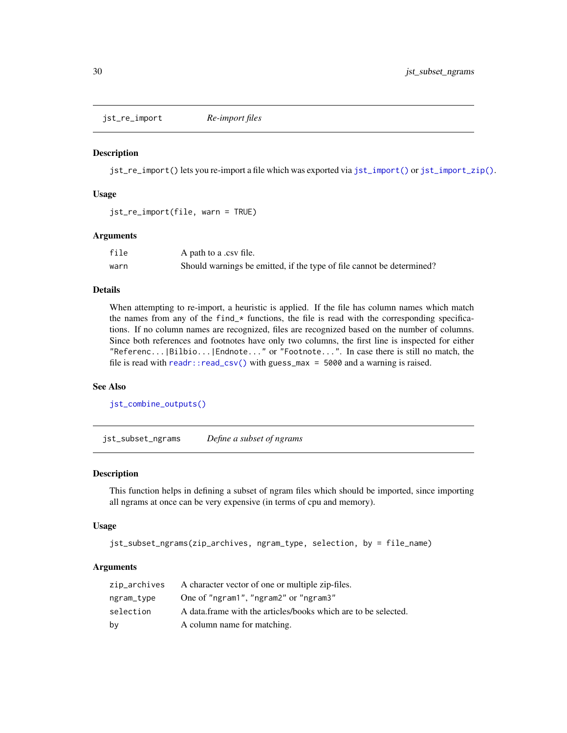## jst_re_import *Re-import files*

### Description

`jst_re_import()` lets you re-import a file which was exported via `jst_import()` or `jst_import_zip()`.

### Usage

```
jst_re_import(file, warn = TRUE)
```

### Arguments

| | |
|---|---|
| `file` | A path to a .csv file. |
| `warn` | Should warnings be emitted, if the type of file cannot be determined? |

### Details

When attempting to re-import, a heuristic is applied. If the file has column names which match the names from any of the `find_*` functions, the file is read with the corresponding specifications. If no column names are recognized, files are recognized based on the number of columns. Since both references and footnotes have only two columns, the first line is inspected for either `"Referenc...|Bilbio...|Endnote..."` or `"Footnote..."`. In case there is still no match, the file is read with `readr::read_csv()` with `guess_max = 5000` and a warning is raised.

### See Also

`jst_combine_outputs()`

## jst_subset_ngrams *Define a subset of ngrams*

### Description

This function helps in defining a subset of ngram files which should be imported, since importing all ngrams at once can be very expensive (in terms of cpu and memory).

### Usage

```
jst_subset_ngrams(zip_archives, ngram_type, selection, by = file_name)
```

### Arguments

| | |
|---|---|
| `zip_archives` | A character vector of one or multiple zip-files. |
| `ngram_type` | One of `"ngram1"`, `"ngram2"` or `"ngram3"` |
| `selection` | A data.frame with the articles/books which are to be selected. |
| `by` | A column name for matching. |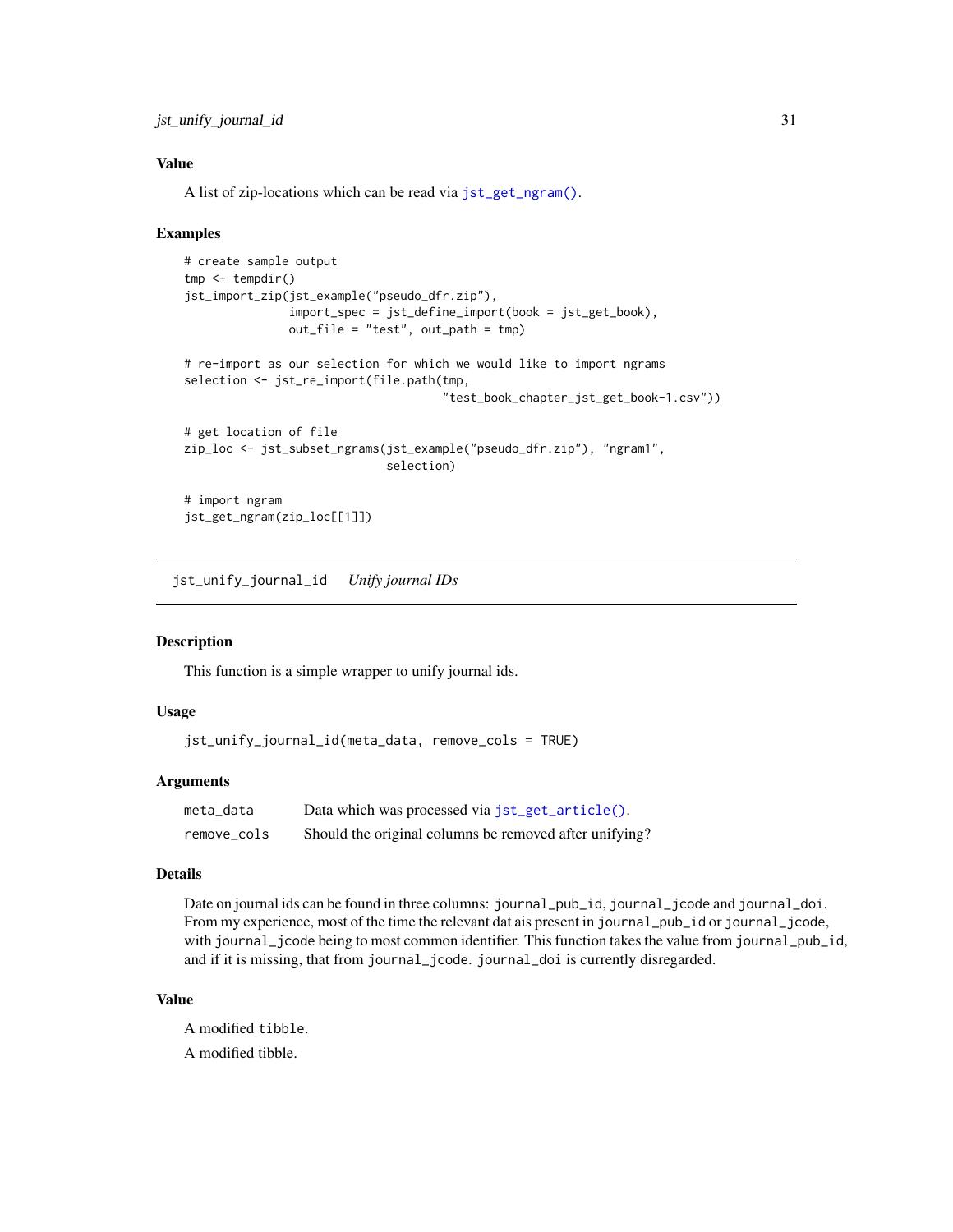### Value

A list of zip-locations which can be read via `jst_get_ngram()`.

### Examples

```
# create sample output
tmp <- tempdir()
jst_import_zip(jst_example("pseudo_dfr.zip"),
               import_spec = jst_define_import(book = jst_get_book),
               out_file = "test", out_path = tmp)

# re-import as our selection for which we would like to import ngrams
selection <- jst_re_import(file.path(tmp,
                                      "test_book_chapter_jst_get_book-1.csv"))

# get location of file
zip_loc <- jst_subset_ngrams(jst_example("pseudo_dfr.zip"), "ngram1",
                             selection)

# import ngram
jst_get_ngram(zip_loc[[1]])
```

---

## jst_unify_journal_id    *Unify journal IDs*

### Description

This function is a simple wrapper to unify journal ids.

### Usage

```
jst_unify_journal_id(meta_data, remove_cols = TRUE)
```

### Arguments

| | |
|---|---|
| `meta_data` | Data which was processed via `jst_get_article()`. |
| `remove_cols` | Should the original columns be removed after unifying? |

### Details

Date on journal ids can be found in three columns: `journal_pub_id`, `journal_jcode` and `journal_doi`. From my experience, most of the time the relevant dat ais present in `journal_pub_id` or `journal_jcode`, with `journal_jcode` being to most common identifier. This function takes the value from `journal_pub_id`, and if it is missing, that from `journal_jcode`. `journal_doi` is currently disregarded.

### Value

A modified `tibble`.

A modified tibble.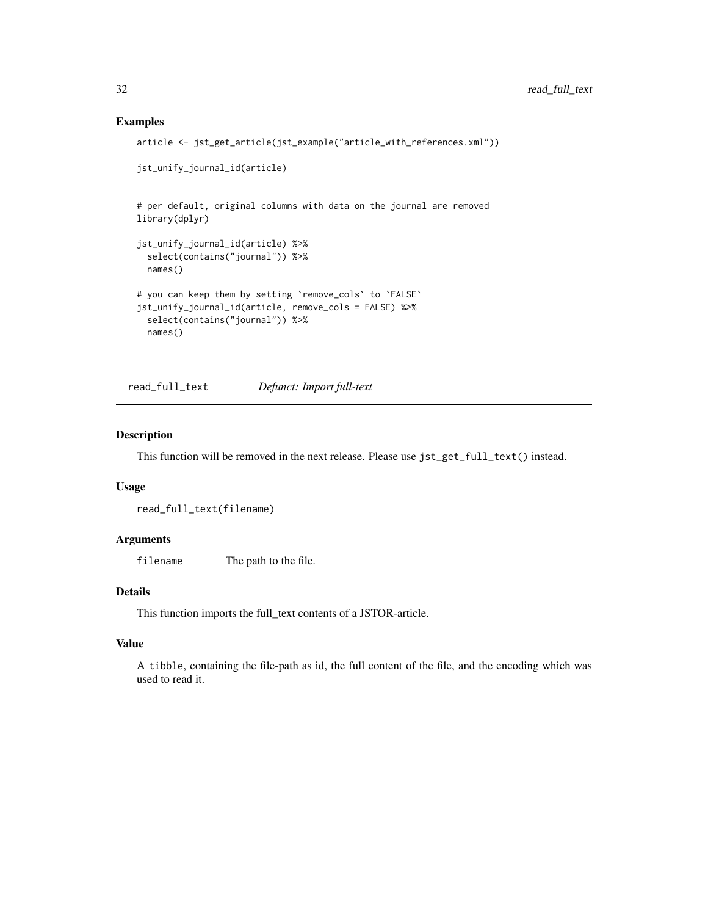### Examples

```
article <- jst_get_article(jst_example("article_with_references.xml"))

jst_unify_journal_id(article)


# per default, original columns with data on the journal are removed
library(dplyr)

jst_unify_journal_id(article) %>%
  select(contains("journal")) %>%
  names()

# you can keep them by setting `remove_cols` to `FALSE`
jst_unify_journal_id(article, remove_cols = FALSE) %>%
  select(contains("journal")) %>%
  names()
```

---

## read_full_text — *Defunct: Import full-text*

### Description

This function will be removed in the next release. Please use `jst_get_full_text()` instead.

### Usage

```
read_full_text(filename)
```

### Arguments

| | |
|---|---|
| `filename` | The path to the file. |

### Details

This function imports the full_text contents of a JSTOR-article.

### Value

A `tibble`, containing the file-path as id, the full content of the file, and the encoding which was used to read it.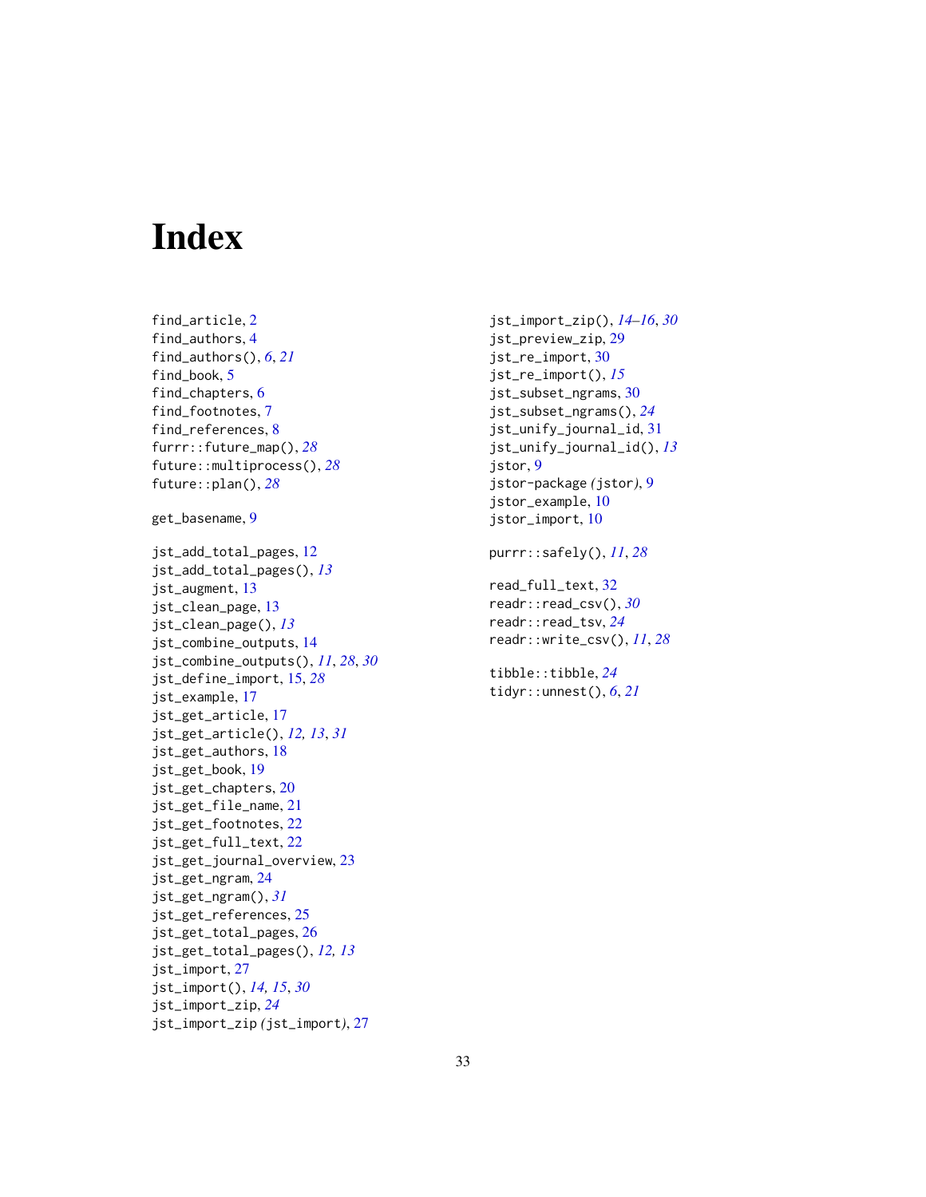# Index

find_article, 2
find_authors, 4
find_authors(), *6*, *21*
find_book, 5
find_chapters, 6
find_footnotes, 7
find_references, 8
furrr::future_map(), *28*
future::multiprocess(), *28*
future::plan(), *28*

get_basename, 9

jst_add_total_pages, 12
jst_add_total_pages(), *13*
jst_augment, 13
jst_clean_page, 13
jst_clean_page(), *13*
jst_combine_outputs, 14
jst_combine_outputs(), *11*, *28*, *30*
jst_define_import, 15, *28*
jst_example, 17
jst_get_article, 17
jst_get_article(), *12, 13*, *31*
jst_get_authors, 18
jst_get_book, 19
jst_get_chapters, 20
jst_get_file_name, 21
jst_get_footnotes, 22
jst_get_full_text, 22
jst_get_journal_overview, 23
jst_get_ngram, 24
jst_get_ngram(), *31*
jst_get_references, 25
jst_get_total_pages, 26
jst_get_total_pages(), *12, 13*
jst_import, 27
jst_import(), *14, 15*, *30*
jst_import_zip, *24*
jst_import_zip *(*jst_import*)*, 27
jst_import_zip(), *14–16*, *30*
jst_preview_zip, 29
jst_re_import, 30
jst_re_import(), *15*
jst_subset_ngrams, 30
jst_subset_ngrams(), *24*
jst_unify_journal_id, 31
jst_unify_journal_id(), *13*
jstor, 9
jstor-package *(*jstor*)*, 9
jstor_example, 10
jstor_import, 10

purrr::safely(), *11*, *28*

read_full_text, 32
readr::read_csv(), *30*
readr::read_tsv, *24*
readr::write_csv(), *11*, *28*

tibble::tibble, *24*
tidyr::unnest(), *6*, *21*